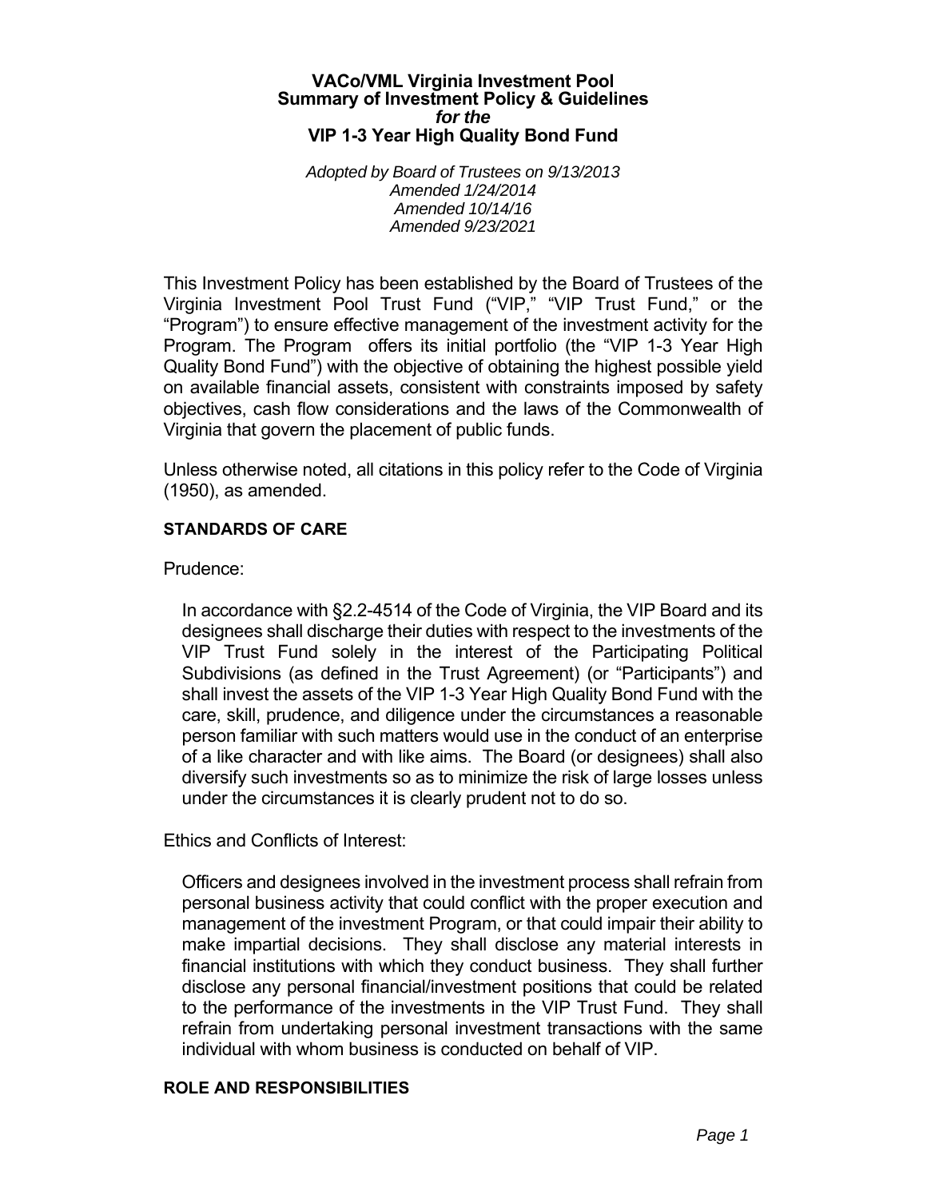# VACo/VML Virginia Investment Pool
## Summary of Investment Policy & Guidelines
*for the*
## VIP 1-3 Year High Quality Bond Fund

*Adopted by Board of Trustees on 9/13/2013*
*Amended 1/24/2014*
*Amended 10/14/16*
*Amended 9/23/2021*

This Investment Policy has been established by the Board of Trustees of the Virginia Investment Pool Trust Fund ("VIP," "VIP Trust Fund," or the "Program") to ensure effective management of the investment activity for the Program. The Program offers its initial portfolio (the "VIP 1-3 Year High Quality Bond Fund") with the objective of obtaining the highest possible yield on available financial assets, consistent with constraints imposed by safety objectives, cash flow considerations and the laws of the Commonwealth of Virginia that govern the placement of public funds.

Unless otherwise noted, all citations in this policy refer to the Code of Virginia (1950), as amended.

### STANDARDS OF CARE

Prudence:

In accordance with §2.2-4514 of the Code of Virginia, the VIP Board and its designees shall discharge their duties with respect to the investments of the VIP Trust Fund solely in the interest of the Participating Political Subdivisions (as defined in the Trust Agreement) (or "Participants") and shall invest the assets of the VIP 1-3 Year High Quality Bond Fund with the care, skill, prudence, and diligence under the circumstances a reasonable person familiar with such matters would use in the conduct of an enterprise of a like character and with like aims. The Board (or designees) shall also diversify such investments so as to minimize the risk of large losses unless under the circumstances it is clearly prudent not to do so.

Ethics and Conflicts of Interest:

Officers and designees involved in the investment process shall refrain from personal business activity that could conflict with the proper execution and management of the investment Program, or that could impair their ability to make impartial decisions. They shall disclose any material interests in financial institutions with which they conduct business. They shall further disclose any personal financial/investment positions that could be related to the performance of the investments in the VIP Trust Fund. They shall refrain from undertaking personal investment transactions with the same individual with whom business is conducted on behalf of VIP.

### ROLE AND RESPONSIBILITIES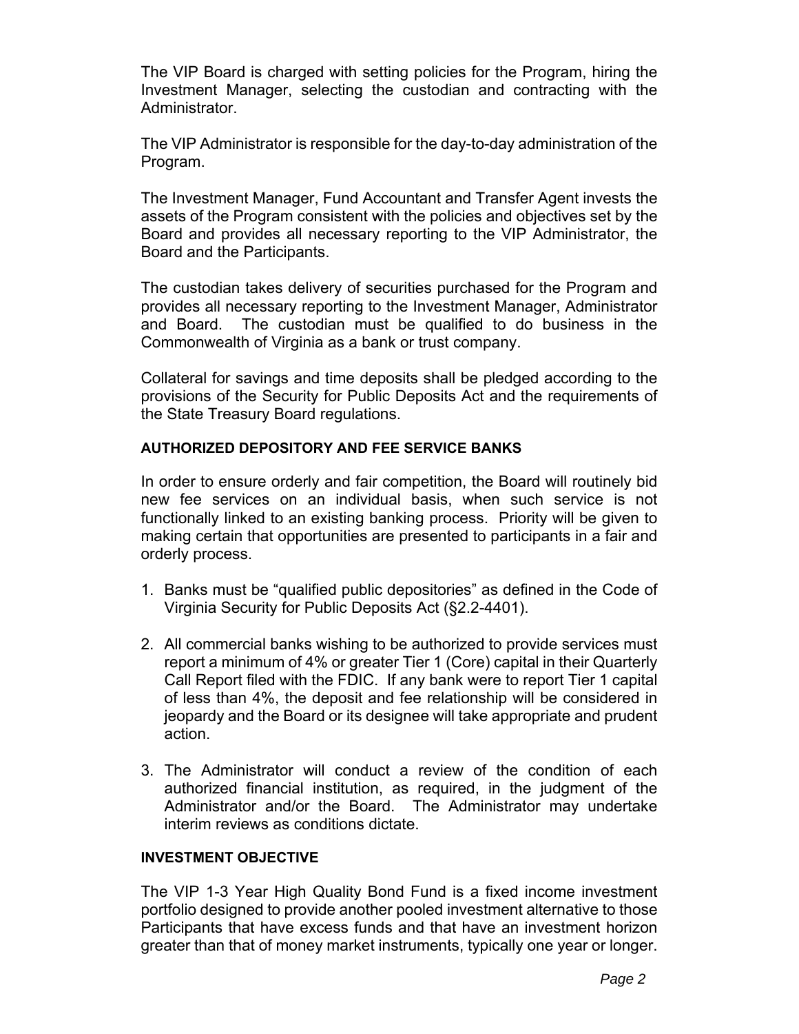The VIP Board is charged with setting policies for the Program, hiring the Investment Manager, selecting the custodian and contracting with the Administrator.

The VIP Administrator is responsible for the day-to-day administration of the Program.

The Investment Manager, Fund Accountant and Transfer Agent invests the assets of the Program consistent with the policies and objectives set by the Board and provides all necessary reporting to the VIP Administrator, the Board and the Participants.

The custodian takes delivery of securities purchased for the Program and provides all necessary reporting to the Investment Manager, Administrator and Board. The custodian must be qualified to do business in the Commonwealth of Virginia as a bank or trust company.

Collateral for savings and time deposits shall be pledged according to the provisions of the Security for Public Deposits Act and the requirements of the State Treasury Board regulations.

## AUTHORIZED DEPOSITORY AND FEE SERVICE BANKS

In order to ensure orderly and fair competition, the Board will routinely bid new fee services on an individual basis, when such service is not functionally linked to an existing banking process. Priority will be given to making certain that opportunities are presented to participants in a fair and orderly process.

1. Banks must be "qualified public depositories" as defined in the Code of Virginia Security for Public Deposits Act (§2.2-4401).

2. All commercial banks wishing to be authorized to provide services must report a minimum of 4% or greater Tier 1 (Core) capital in their Quarterly Call Report filed with the FDIC. If any bank were to report Tier 1 capital of less than 4%, the deposit and fee relationship will be considered in jeopardy and the Board or its designee will take appropriate and prudent action.

3. The Administrator will conduct a review of the condition of each authorized financial institution, as required, in the judgment of the Administrator and/or the Board. The Administrator may undertake interim reviews as conditions dictate.

## INVESTMENT OBJECTIVE

The VIP 1-3 Year High Quality Bond Fund is a fixed income investment portfolio designed to provide another pooled investment alternative to those Participants that have excess funds and that have an investment horizon greater than that of money market instruments, typically one year or longer.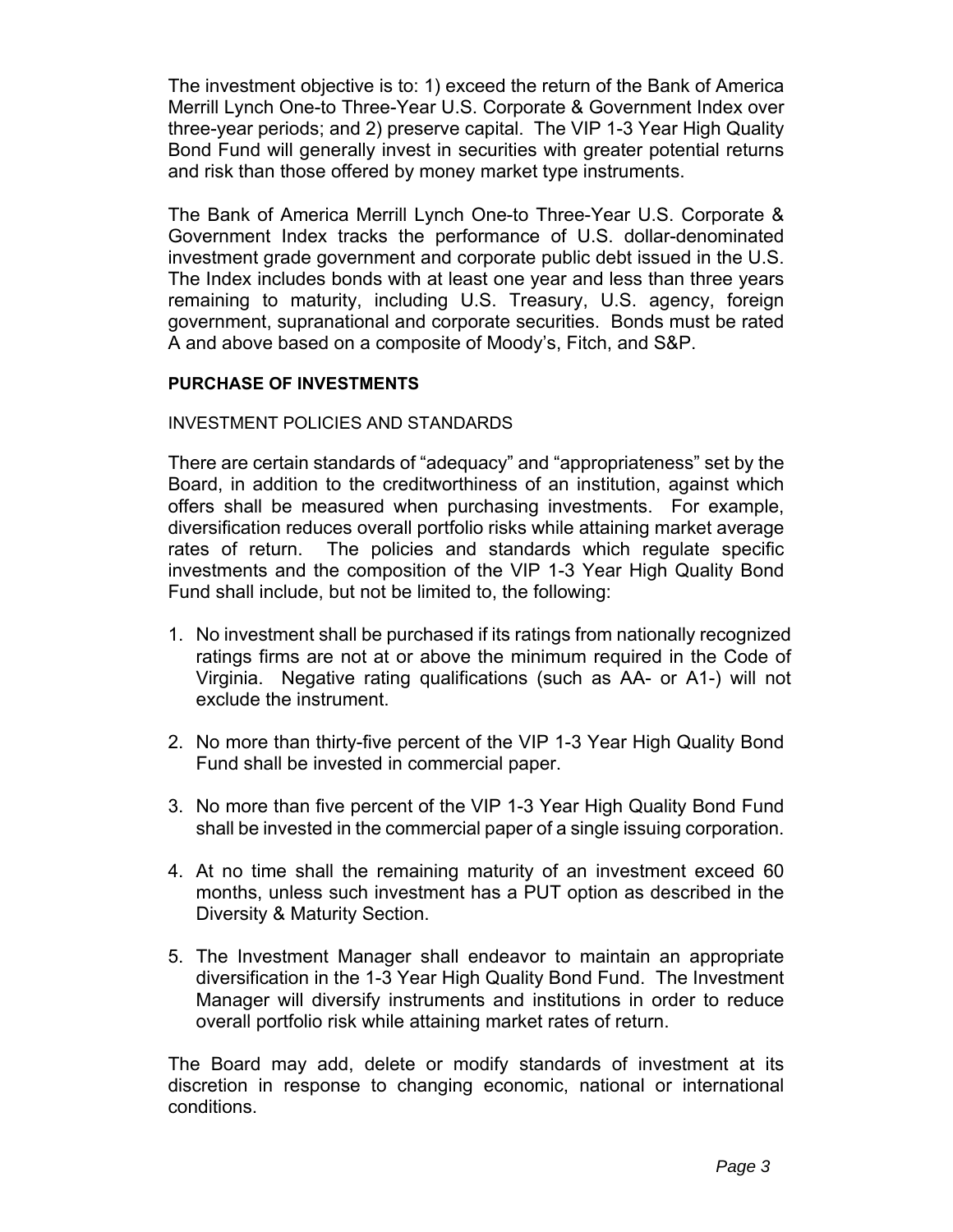The investment objective is to: 1) exceed the return of the Bank of America Merrill Lynch One-to Three-Year U.S. Corporate & Government Index over three-year periods; and 2) preserve capital. The VIP 1-3 Year High Quality Bond Fund will generally invest in securities with greater potential returns and risk than those offered by money market type instruments.

The Bank of America Merrill Lynch One-to Three-Year U.S. Corporate & Government Index tracks the performance of U.S. dollar-denominated investment grade government and corporate public debt issued in the U.S. The Index includes bonds with at least one year and less than three years remaining to maturity, including U.S. Treasury, U.S. agency, foreign government, supranational and corporate securities. Bonds must be rated A and above based on a composite of Moody's, Fitch, and S&P.

## PURCHASE OF INVESTMENTS

### INVESTMENT POLICIES AND STANDARDS

There are certain standards of "adequacy" and "appropriateness" set by the Board, in addition to the creditworthiness of an institution, against which offers shall be measured when purchasing investments. For example, diversification reduces overall portfolio risks while attaining market average rates of return. The policies and standards which regulate specific investments and the composition of the VIP 1-3 Year High Quality Bond Fund shall include, but not be limited to, the following:

1. No investment shall be purchased if its ratings from nationally recognized ratings firms are not at or above the minimum required in the Code of Virginia. Negative rating qualifications (such as AA- or A1-) will not exclude the instrument.

2. No more than thirty-five percent of the VIP 1-3 Year High Quality Bond Fund shall be invested in commercial paper.

3. No more than five percent of the VIP 1-3 Year High Quality Bond Fund shall be invested in the commercial paper of a single issuing corporation.

4. At no time shall the remaining maturity of an investment exceed 60 months, unless such investment has a PUT option as described in the Diversity & Maturity Section.

5. The Investment Manager shall endeavor to maintain an appropriate diversification in the 1-3 Year High Quality Bond Fund. The Investment Manager will diversify instruments and institutions in order to reduce overall portfolio risk while attaining market rates of return.

The Board may add, delete or modify standards of investment at its discretion in response to changing economic, national or international conditions.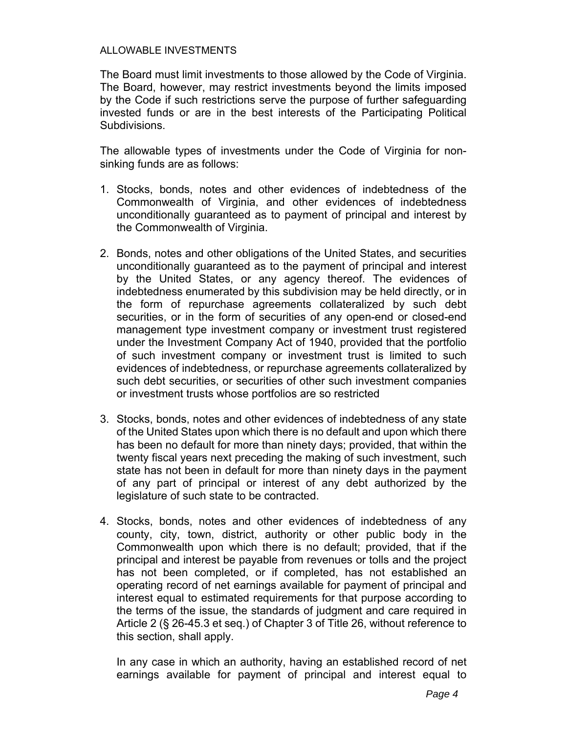## ALLOWABLE INVESTMENTS

The Board must limit investments to those allowed by the Code of Virginia. The Board, however, may restrict investments beyond the limits imposed by the Code if such restrictions serve the purpose of further safeguarding invested funds or are in the best interests of the Participating Political Subdivisions.

The allowable types of investments under the Code of Virginia for non-sinking funds are as follows:

1. Stocks, bonds, notes and other evidences of indebtedness of the Commonwealth of Virginia, and other evidences of indebtedness unconditionally guaranteed as to payment of principal and interest by the Commonwealth of Virginia.

2. Bonds, notes and other obligations of the United States, and securities unconditionally guaranteed as to the payment of principal and interest by the United States, or any agency thereof. The evidences of indebtedness enumerated by this subdivision may be held directly, or in the form of repurchase agreements collateralized by such debt securities, or in the form of securities of any open-end or closed-end management type investment company or investment trust registered under the Investment Company Act of 1940, provided that the portfolio of such investment company or investment trust is limited to such evidences of indebtedness, or repurchase agreements collateralized by such debt securities, or securities of other such investment companies or investment trusts whose portfolios are so restricted

3. Stocks, bonds, notes and other evidences of indebtedness of any state of the United States upon which there is no default and upon which there has been no default for more than ninety days; provided, that within the twenty fiscal years next preceding the making of such investment, such state has not been in default for more than ninety days in the payment of any part of principal or interest of any debt authorized by the legislature of such state to be contracted.

4. Stocks, bonds, notes and other evidences of indebtedness of any county, city, town, district, authority or other public body in the Commonwealth upon which there is no default; provided, that if the principal and interest be payable from revenues or tolls and the project has not been completed, or if completed, has not established an operating record of net earnings available for payment of principal and interest equal to estimated requirements for that purpose according to the terms of the issue, the standards of judgment and care required in Article 2 (§ 26-45.3 et seq.) of Chapter 3 of Title 26, without reference to this section, shall apply.

   In any case in which an authority, having an established record of net earnings available for payment of principal and interest equal to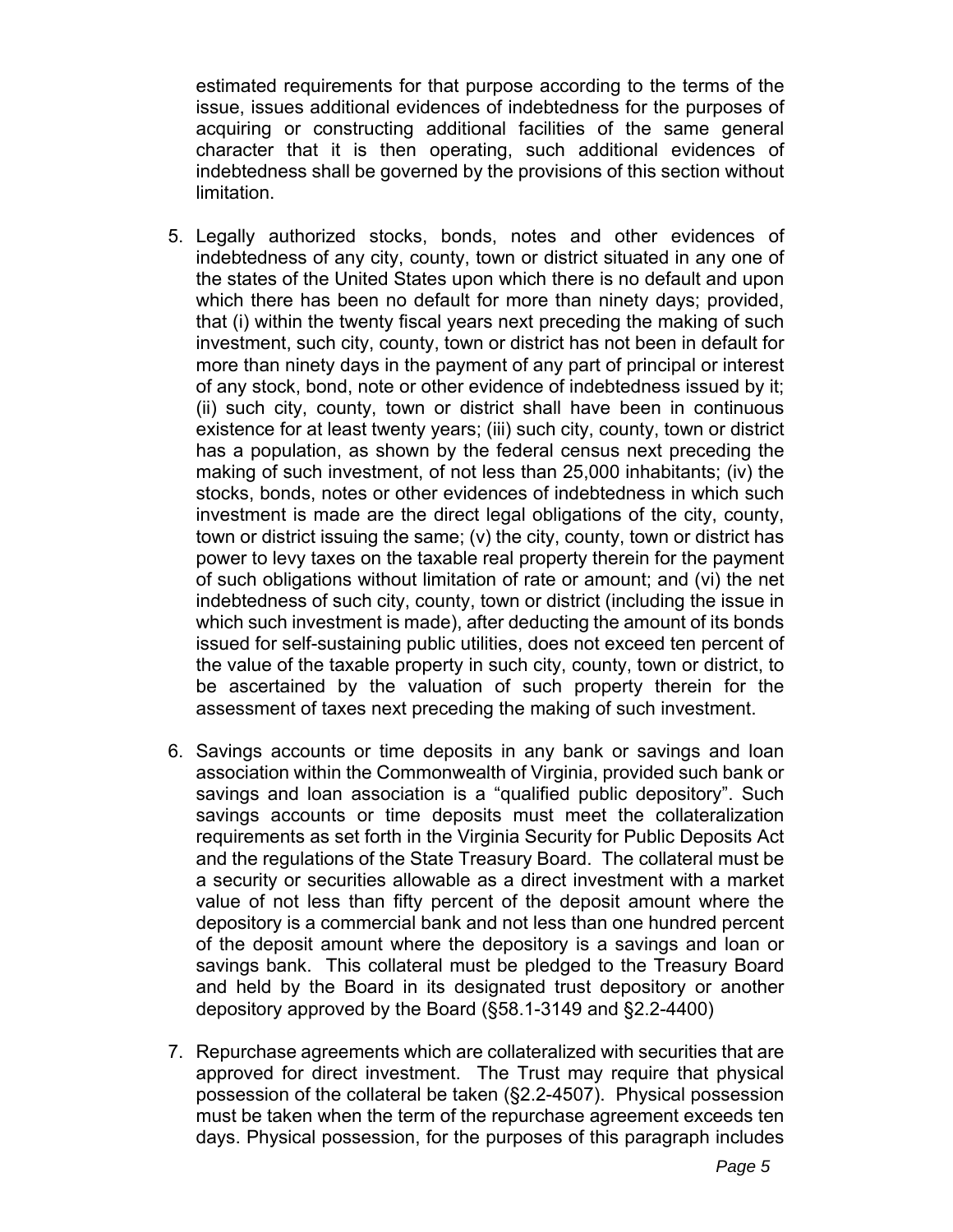estimated requirements for that purpose according to the terms of the issue, issues additional evidences of indebtedness for the purposes of acquiring or constructing additional facilities of the same general character that it is then operating, such additional evidences of indebtedness shall be governed by the provisions of this section without limitation.

5. Legally authorized stocks, bonds, notes and other evidences of indebtedness of any city, county, town or district situated in any one of the states of the United States upon which there is no default and upon which there has been no default for more than ninety days; provided, that (i) within the twenty fiscal years next preceding the making of such investment, such city, county, town or district has not been in default for more than ninety days in the payment of any part of principal or interest of any stock, bond, note or other evidence of indebtedness issued by it; (ii) such city, county, town or district shall have been in continuous existence for at least twenty years; (iii) such city, county, town or district has a population, as shown by the federal census next preceding the making of such investment, of not less than 25,000 inhabitants; (iv) the stocks, bonds, notes or other evidences of indebtedness in which such investment is made are the direct legal obligations of the city, county, town or district issuing the same; (v) the city, county, town or district has power to levy taxes on the taxable real property therein for the payment of such obligations without limitation of rate or amount; and (vi) the net indebtedness of such city, county, town or district (including the issue in which such investment is made), after deducting the amount of its bonds issued for self-sustaining public utilities, does not exceed ten percent of the value of the taxable property in such city, county, town or district, to be ascertained by the valuation of such property therein for the assessment of taxes next preceding the making of such investment.

6. Savings accounts or time deposits in any bank or savings and loan association within the Commonwealth of Virginia, provided such bank or savings and loan association is a "qualified public depository". Such savings accounts or time deposits must meet the collateralization requirements as set forth in the Virginia Security for Public Deposits Act and the regulations of the State Treasury Board. The collateral must be a security or securities allowable as a direct investment with a market value of not less than fifty percent of the deposit amount where the depository is a commercial bank and not less than one hundred percent of the deposit amount where the depository is a savings and loan or savings bank. This collateral must be pledged to the Treasury Board and held by the Board in its designated trust depository or another depository approved by the Board (§58.1-3149 and §2.2-4400)

7. Repurchase agreements which are collateralized with securities that are approved for direct investment. The Trust may require that physical possession of the collateral be taken (§2.2-4507). Physical possession must be taken when the term of the repurchase agreement exceeds ten days. Physical possession, for the purposes of this paragraph includes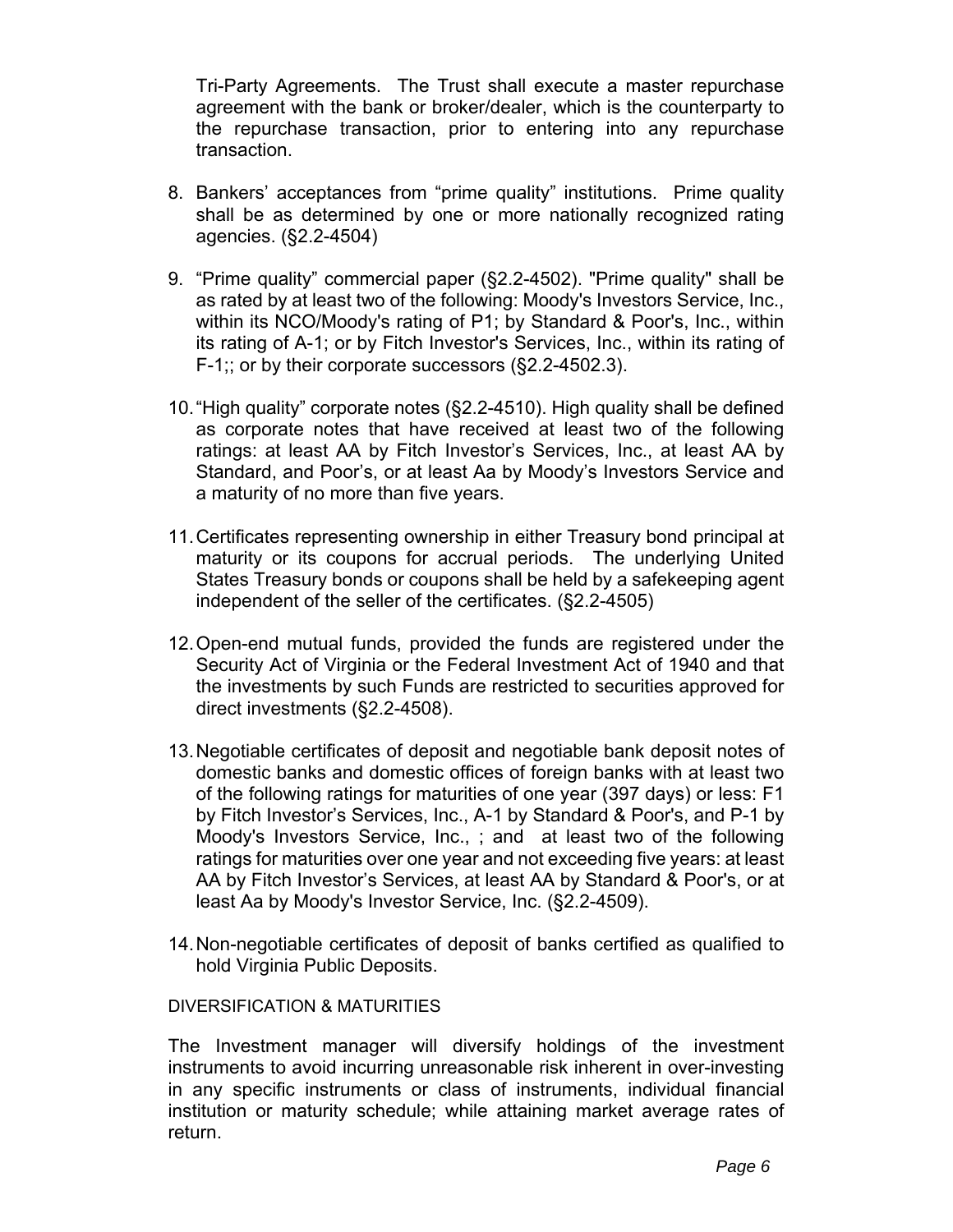Tri-Party Agreements. The Trust shall execute a master repurchase agreement with the bank or broker/dealer, which is the counterparty to the repurchase transaction, prior to entering into any repurchase transaction.

8. Bankers' acceptances from "prime quality" institutions. Prime quality shall be as determined by one or more nationally recognized rating agencies. (§2.2-4504)

9. "Prime quality" commercial paper (§2.2-4502). "Prime quality" shall be as rated by at least two of the following: Moody's Investors Service, Inc., within its NCO/Moody's rating of P1; by Standard & Poor's, Inc., within its rating of A-1; or by Fitch Investor's Services, Inc., within its rating of F-1;; or by their corporate successors (§2.2-4502.3).

10. "High quality" corporate notes (§2.2-4510). High quality shall be defined as corporate notes that have received at least two of the following ratings: at least AA by Fitch Investor's Services, Inc., at least AA by Standard, and Poor's, or at least Aa by Moody's Investors Service and a maturity of no more than five years.

11. Certificates representing ownership in either Treasury bond principal at maturity or its coupons for accrual periods. The underlying United States Treasury bonds or coupons shall be held by a safekeeping agent independent of the seller of the certificates. (§2.2-4505)

12. Open-end mutual funds, provided the funds are registered under the Security Act of Virginia or the Federal Investment Act of 1940 and that the investments by such Funds are restricted to securities approved for direct investments (§2.2-4508).

13. Negotiable certificates of deposit and negotiable bank deposit notes of domestic banks and domestic offices of foreign banks with at least two of the following ratings for maturities of one year (397 days) or less: F1 by Fitch Investor's Services, Inc., A-1 by Standard & Poor's, and P-1 by Moody's Investors Service, Inc., ; and at least two of the following ratings for maturities over one year and not exceeding five years: at least AA by Fitch Investor's Services, at least AA by Standard & Poor's, or at least Aa by Moody's Investor Service, Inc. (§2.2-4509).

14. Non-negotiable certificates of deposit of banks certified as qualified to hold Virginia Public Deposits.

DIVERSIFICATION & MATURITIES

The Investment manager will diversify holdings of the investment instruments to avoid incurring unreasonable risk inherent in over-investing in any specific instruments or class of instruments, individual financial institution or maturity schedule; while attaining market average rates of return.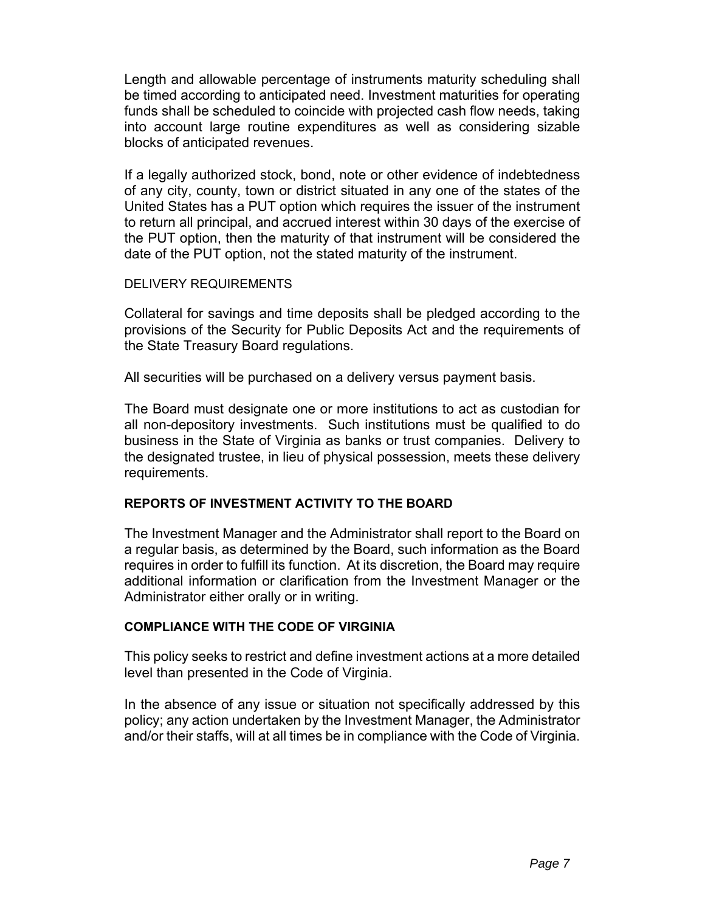Length and allowable percentage of instruments maturity scheduling shall be timed according to anticipated need. Investment maturities for operating funds shall be scheduled to coincide with projected cash flow needs, taking into account large routine expenditures as well as considering sizable blocks of anticipated revenues.

If a legally authorized stock, bond, note or other evidence of indebtedness of any city, county, town or district situated in any one of the states of the United States has a PUT option which requires the issuer of the instrument to return all principal, and accrued interest within 30 days of the exercise of the PUT option, then the maturity of that instrument will be considered the date of the PUT option, not the stated maturity of the instrument.

DELIVERY REQUIREMENTS

Collateral for savings and time deposits shall be pledged according to the provisions of the Security for Public Deposits Act and the requirements of the State Treasury Board regulations.

All securities will be purchased on a delivery versus payment basis.

The Board must designate one or more institutions to act as custodian for all non-depository investments. Such institutions must be qualified to do business in the State of Virginia as banks or trust companies. Delivery to the designated trustee, in lieu of physical possession, meets these delivery requirements.

**REPORTS OF INVESTMENT ACTIVITY TO THE BOARD**

The Investment Manager and the Administrator shall report to the Board on a regular basis, as determined by the Board, such information as the Board requires in order to fulfill its function. At its discretion, the Board may require additional information or clarification from the Investment Manager or the Administrator either orally or in writing.

**COMPLIANCE WITH THE CODE OF VIRGINIA**

This policy seeks to restrict and define investment actions at a more detailed level than presented in the Code of Virginia.

In the absence of any issue or situation not specifically addressed by this policy; any action undertaken by the Investment Manager, the Administrator and/or their staffs, will at all times be in compliance with the Code of Virginia.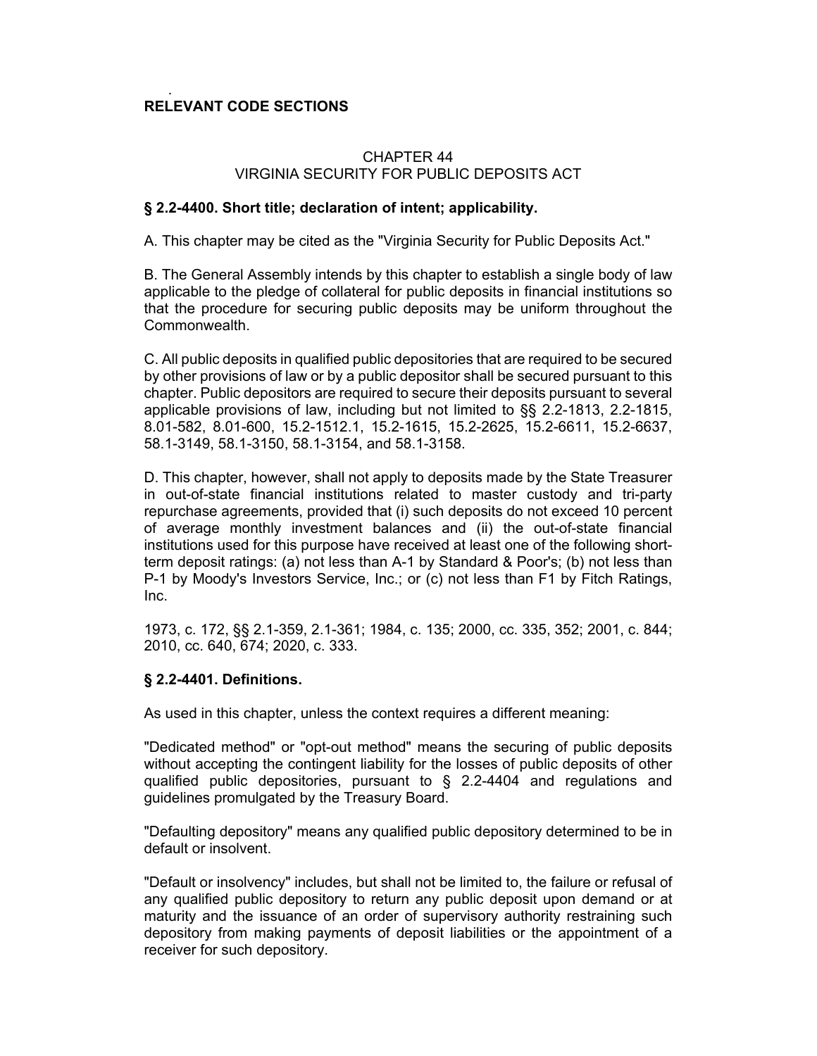**RELEVANT CODE SECTIONS**

CHAPTER 44
VIRGINIA SECURITY FOR PUBLIC DEPOSITS ACT

**§ 2.2-4400. Short title; declaration of intent; applicability.**

A. This chapter may be cited as the "Virginia Security for Public Deposits Act."

B. The General Assembly intends by this chapter to establish a single body of law applicable to the pledge of collateral for public deposits in financial institutions so that the procedure for securing public deposits may be uniform throughout the Commonwealth.

C. All public deposits in qualified public depositories that are required to be secured by other provisions of law or by a public depositor shall be secured pursuant to this chapter. Public depositors are required to secure their deposits pursuant to several applicable provisions of law, including but not limited to §§ 2.2-1813, 2.2-1815, 8.01-582, 8.01-600, 15.2-1512.1, 15.2-1615, 15.2-2625, 15.2-6611, 15.2-6637, 58.1-3149, 58.1-3150, 58.1-3154, and 58.1-3158.

D. This chapter, however, shall not apply to deposits made by the State Treasurer in out-of-state financial institutions related to master custody and tri-party repurchase agreements, provided that (i) such deposits do not exceed 10 percent of average monthly investment balances and (ii) the out-of-state financial institutions used for this purpose have received at least one of the following short-term deposit ratings: (a) not less than A-1 by Standard & Poor's; (b) not less than P-1 by Moody's Investors Service, Inc.; or (c) not less than F1 by Fitch Ratings, Inc.

1973, c. 172, §§ 2.1-359, 2.1-361; 1984, c. 135; 2000, cc. 335, 352; 2001, c. 844; 2010, cc. 640, 674; 2020, c. 333.

**§ 2.2-4401. Definitions.**

As used in this chapter, unless the context requires a different meaning:

"Dedicated method" or "opt-out method" means the securing of public deposits without accepting the contingent liability for the losses of public deposits of other qualified public depositories, pursuant to § 2.2-4404 and regulations and guidelines promulgated by the Treasury Board.

"Defaulting depository" means any qualified public depository determined to be in default or insolvent.

"Default or insolvency" includes, but shall not be limited to, the failure or refusal of any qualified public depository to return any public deposit upon demand or at maturity and the issuance of an order of supervisory authority restraining such depository from making payments of deposit liabilities or the appointment of a receiver for such depository.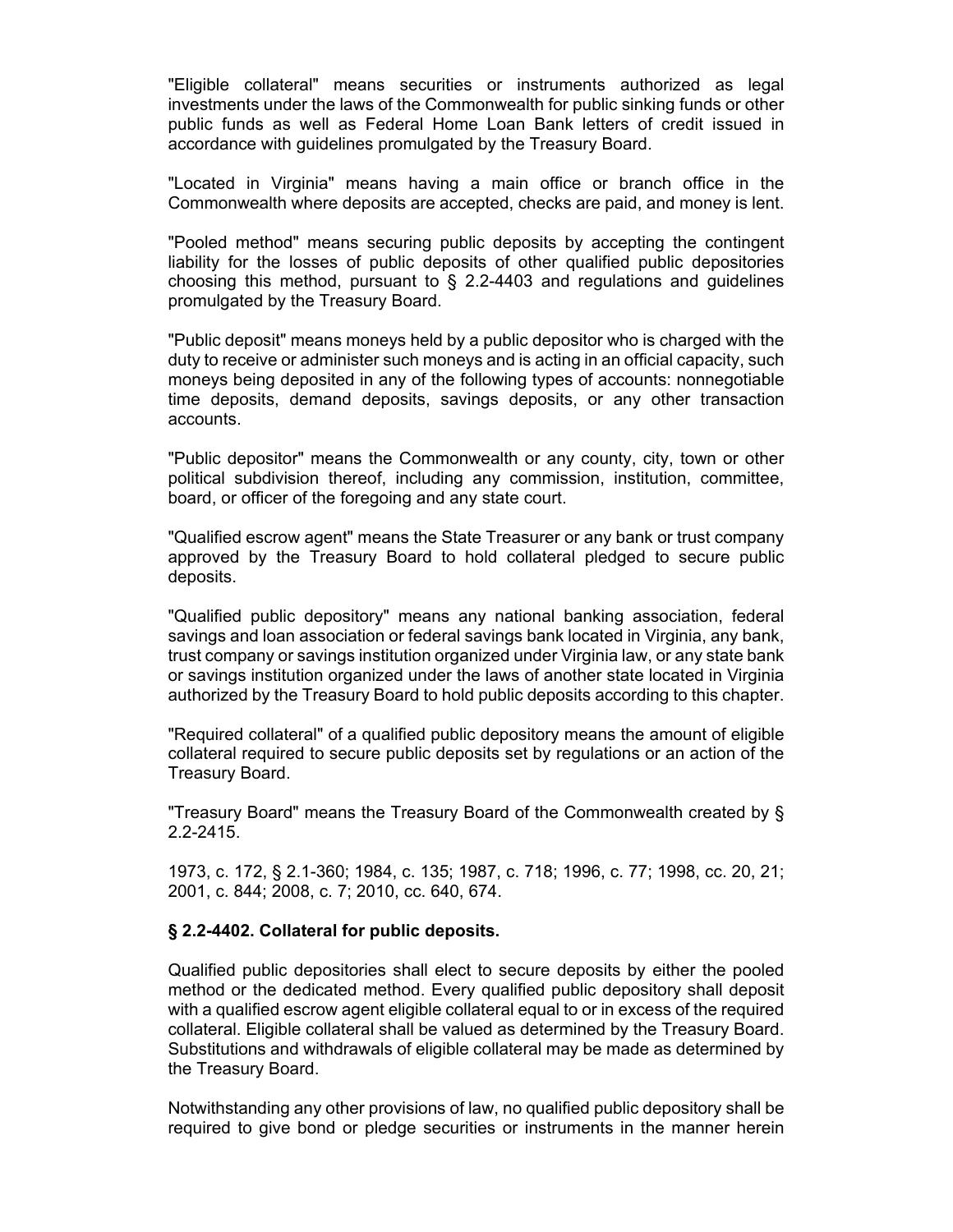"Eligible collateral" means securities or instruments authorized as legal investments under the laws of the Commonwealth for public sinking funds or other public funds as well as Federal Home Loan Bank letters of credit issued in accordance with guidelines promulgated by the Treasury Board.

"Located in Virginia" means having a main office or branch office in the Commonwealth where deposits are accepted, checks are paid, and money is lent.

"Pooled method" means securing public deposits by accepting the contingent liability for the losses of public deposits of other qualified public depositories choosing this method, pursuant to § 2.2-4403 and regulations and guidelines promulgated by the Treasury Board.

"Public deposit" means moneys held by a public depositor who is charged with the duty to receive or administer such moneys and is acting in an official capacity, such moneys being deposited in any of the following types of accounts: nonnegotiable time deposits, demand deposits, savings deposits, or any other transaction accounts.

"Public depositor" means the Commonwealth or any county, city, town or other political subdivision thereof, including any commission, institution, committee, board, or officer of the foregoing and any state court.

"Qualified escrow agent" means the State Treasurer or any bank or trust company approved by the Treasury Board to hold collateral pledged to secure public deposits.

"Qualified public depository" means any national banking association, federal savings and loan association or federal savings bank located in Virginia, any bank, trust company or savings institution organized under Virginia law, or any state bank or savings institution organized under the laws of another state located in Virginia authorized by the Treasury Board to hold public deposits according to this chapter.

"Required collateral" of a qualified public depository means the amount of eligible collateral required to secure public deposits set by regulations or an action of the Treasury Board.

"Treasury Board" means the Treasury Board of the Commonwealth created by § 2.2-2415.

1973, c. 172, § 2.1-360; 1984, c. 135; 1987, c. 718; 1996, c. 77; 1998, cc. 20, 21; 2001, c. 844; 2008, c. 7; 2010, cc. 640, 674.

### § 2.2-4402. Collateral for public deposits.

Qualified public depositories shall elect to secure deposits by either the pooled method or the dedicated method. Every qualified public depository shall deposit with a qualified escrow agent eligible collateral equal to or in excess of the required collateral. Eligible collateral shall be valued as determined by the Treasury Board. Substitutions and withdrawals of eligible collateral may be made as determined by the Treasury Board.

Notwithstanding any other provisions of law, no qualified public depository shall be required to give bond or pledge securities or instruments in the manner herein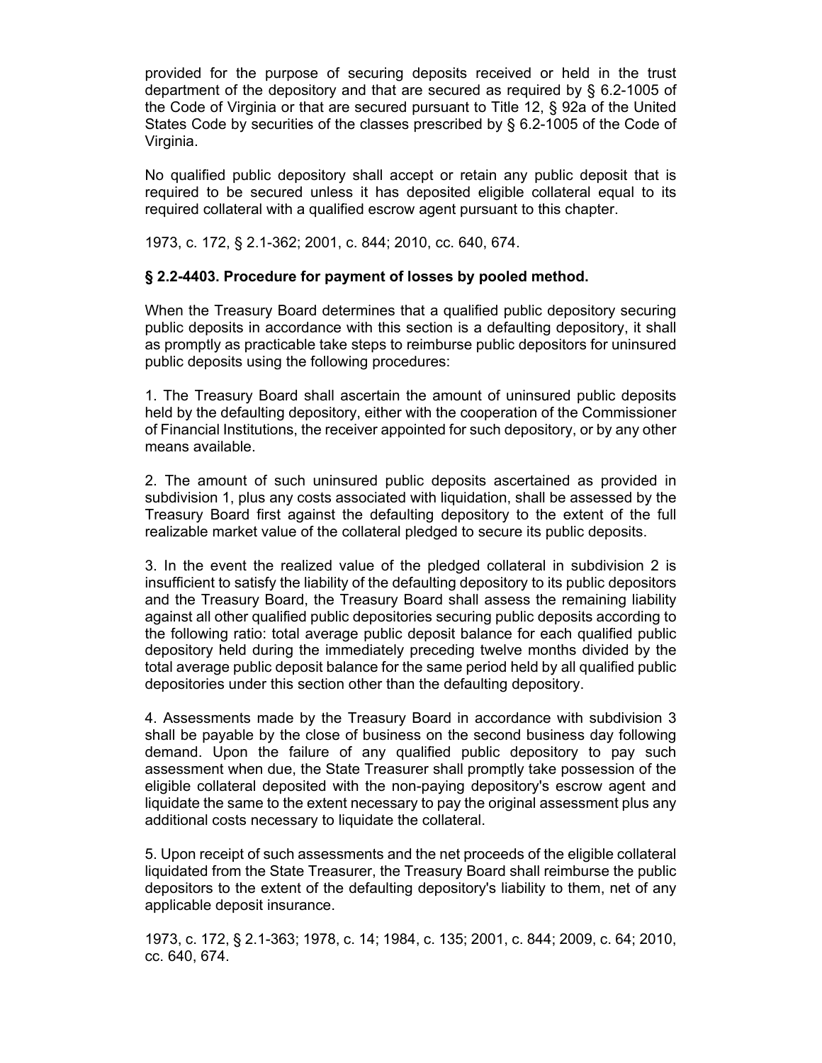provided for the purpose of securing deposits received or held in the trust department of the depository and that are secured as required by § 6.2-1005 of the Code of Virginia or that are secured pursuant to Title 12, § 92a of the United States Code by securities of the classes prescribed by § 6.2-1005 of the Code of Virginia.

No qualified public depository shall accept or retain any public deposit that is required to be secured unless it has deposited eligible collateral equal to its required collateral with a qualified escrow agent pursuant to this chapter.

1973, c. 172, § 2.1-362; 2001, c. 844; 2010, cc. 640, 674.

**§ 2.2-4403. Procedure for payment of losses by pooled method.**

When the Treasury Board determines that a qualified public depository securing public deposits in accordance with this section is a defaulting depository, it shall as promptly as practicable take steps to reimburse public depositors for uninsured public deposits using the following procedures:

1. The Treasury Board shall ascertain the amount of uninsured public deposits held by the defaulting depository, either with the cooperation of the Commissioner of Financial Institutions, the receiver appointed for such depository, or by any other means available.

2. The amount of such uninsured public deposits ascertained as provided in subdivision 1, plus any costs associated with liquidation, shall be assessed by the Treasury Board first against the defaulting depository to the extent of the full realizable market value of the collateral pledged to secure its public deposits.

3. In the event the realized value of the pledged collateral in subdivision 2 is insufficient to satisfy the liability of the defaulting depository to its public depositors and the Treasury Board, the Treasury Board shall assess the remaining liability against all other qualified public depositories securing public deposits according to the following ratio: total average public deposit balance for each qualified public depository held during the immediately preceding twelve months divided by the total average public deposit balance for the same period held by all qualified public depositories under this section other than the defaulting depository.

4. Assessments made by the Treasury Board in accordance with subdivision 3 shall be payable by the close of business on the second business day following demand. Upon the failure of any qualified public depository to pay such assessment when due, the State Treasurer shall promptly take possession of the eligible collateral deposited with the non-paying depository's escrow agent and liquidate the same to the extent necessary to pay the original assessment plus any additional costs necessary to liquidate the collateral.

5. Upon receipt of such assessments and the net proceeds of the eligible collateral liquidated from the State Treasurer, the Treasury Board shall reimburse the public depositors to the extent of the defaulting depository's liability to them, net of any applicable deposit insurance.

1973, c. 172, § 2.1-363; 1978, c. 14; 1984, c. 135; 2001, c. 844; 2009, c. 64; 2010, cc. 640, 674.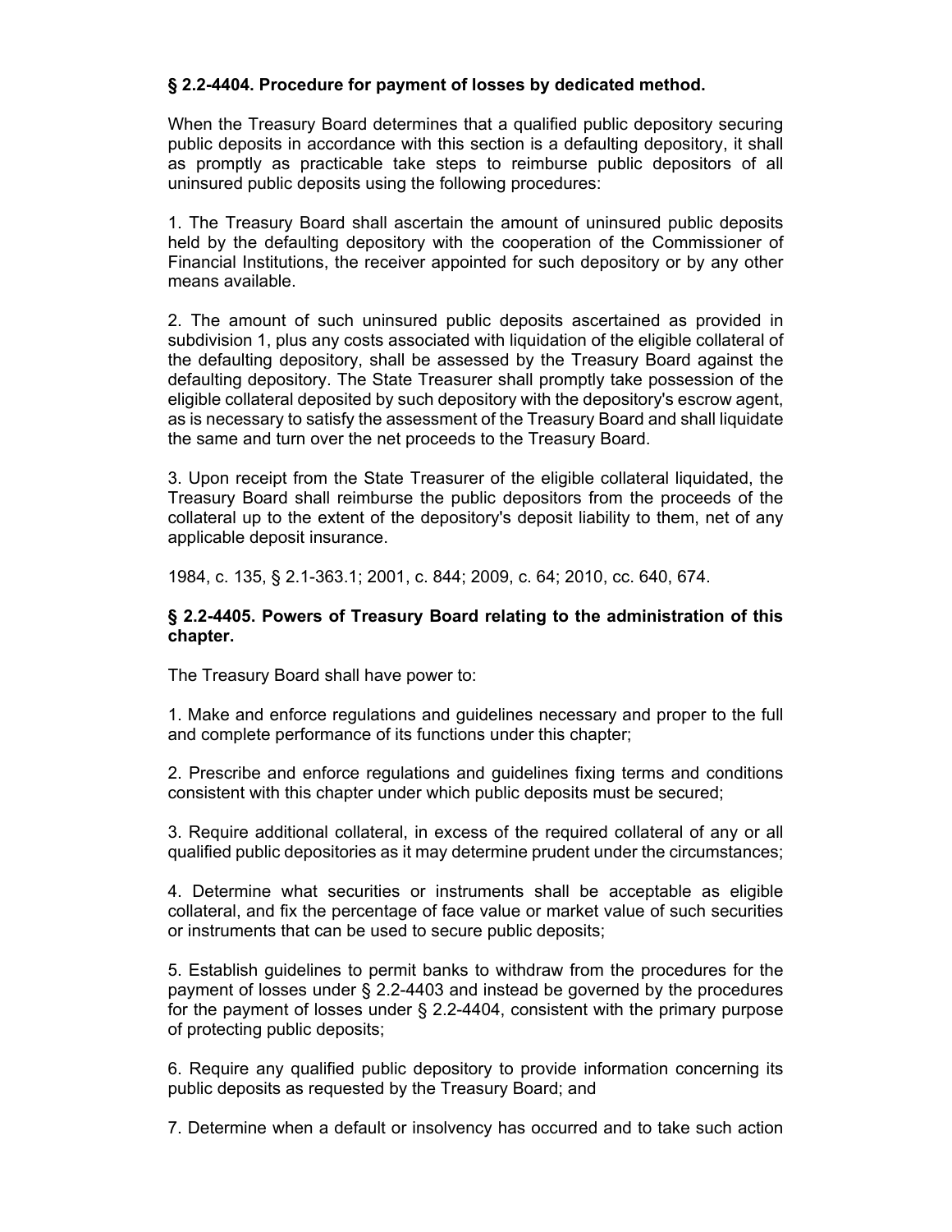**§ 2.2-4404. Procedure for payment of losses by dedicated method.**

When the Treasury Board determines that a qualified public depository securing public deposits in accordance with this section is a defaulting depository, it shall as promptly as practicable take steps to reimburse public depositors of all uninsured public deposits using the following procedures:

1. The Treasury Board shall ascertain the amount of uninsured public deposits held by the defaulting depository with the cooperation of the Commissioner of Financial Institutions, the receiver appointed for such depository or by any other means available.

2. The amount of such uninsured public deposits ascertained as provided in subdivision 1, plus any costs associated with liquidation of the eligible collateral of the defaulting depository, shall be assessed by the Treasury Board against the defaulting depository. The State Treasurer shall promptly take possession of the eligible collateral deposited by such depository with the depository's escrow agent, as is necessary to satisfy the assessment of the Treasury Board and shall liquidate the same and turn over the net proceeds to the Treasury Board.

3. Upon receipt from the State Treasurer of the eligible collateral liquidated, the Treasury Board shall reimburse the public depositors from the proceeds of the collateral up to the extent of the depository's deposit liability to them, net of any applicable deposit insurance.

1984, c. 135, § 2.1-363.1; 2001, c. 844; 2009, c. 64; 2010, cc. 640, 674.

**§ 2.2-4405. Powers of Treasury Board relating to the administration of this chapter.**

The Treasury Board shall have power to:

1. Make and enforce regulations and guidelines necessary and proper to the full and complete performance of its functions under this chapter;

2. Prescribe and enforce regulations and guidelines fixing terms and conditions consistent with this chapter under which public deposits must be secured;

3. Require additional collateral, in excess of the required collateral of any or all qualified public depositories as it may determine prudent under the circumstances;

4. Determine what securities or instruments shall be acceptable as eligible collateral, and fix the percentage of face value or market value of such securities or instruments that can be used to secure public deposits;

5. Establish guidelines to permit banks to withdraw from the procedures for the payment of losses under § 2.2-4403 and instead be governed by the procedures for the payment of losses under § 2.2-4404, consistent with the primary purpose of protecting public deposits;

6. Require any qualified public depository to provide information concerning its public deposits as requested by the Treasury Board; and

7. Determine when a default or insolvency has occurred and to take such action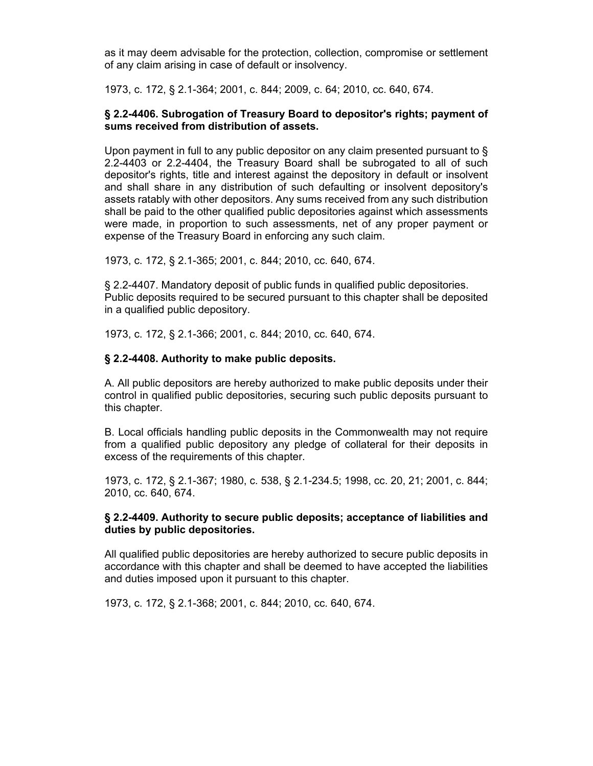as it may deem advisable for the protection, collection, compromise or settlement of any claim arising in case of default or insolvency.

1973, c. 172, § 2.1-364; 2001, c. 844; 2009, c. 64; 2010, cc. 640, 674.

**§ 2.2-4406. Subrogation of Treasury Board to depositor's rights; payment of sums received from distribution of assets.**

Upon payment in full to any public depositor on any claim presented pursuant to § 2.2-4403 or 2.2-4404, the Treasury Board shall be subrogated to all of such depositor's rights, title and interest against the depository in default or insolvent and shall share in any distribution of such defaulting or insolvent depository's assets ratably with other depositors. Any sums received from any such distribution shall be paid to the other qualified public depositories against which assessments were made, in proportion to such assessments, net of any proper payment or expense of the Treasury Board in enforcing any such claim.

1973, c. 172, § 2.1-365; 2001, c. 844; 2010, cc. 640, 674.

§ 2.2-4407. Mandatory deposit of public funds in qualified public depositories.
Public deposits required to be secured pursuant to this chapter shall be deposited in a qualified public depository.

1973, c. 172, § 2.1-366; 2001, c. 844; 2010, cc. 640, 674.

**§ 2.2-4408. Authority to make public deposits.**

A. All public depositors are hereby authorized to make public deposits under their control in qualified public depositories, securing such public deposits pursuant to this chapter.

B. Local officials handling public deposits in the Commonwealth may not require from a qualified public depository any pledge of collateral for their deposits in excess of the requirements of this chapter.

1973, c. 172, § 2.1-367; 1980, c. 538, § 2.1-234.5; 1998, cc. 20, 21; 2001, c. 844; 2010, cc. 640, 674.

**§ 2.2-4409. Authority to secure public deposits; acceptance of liabilities and duties by public depositories.**

All qualified public depositories are hereby authorized to secure public deposits in accordance with this chapter and shall be deemed to have accepted the liabilities and duties imposed upon it pursuant to this chapter.

1973, c. 172, § 2.1-368; 2001, c. 844; 2010, cc. 640, 674.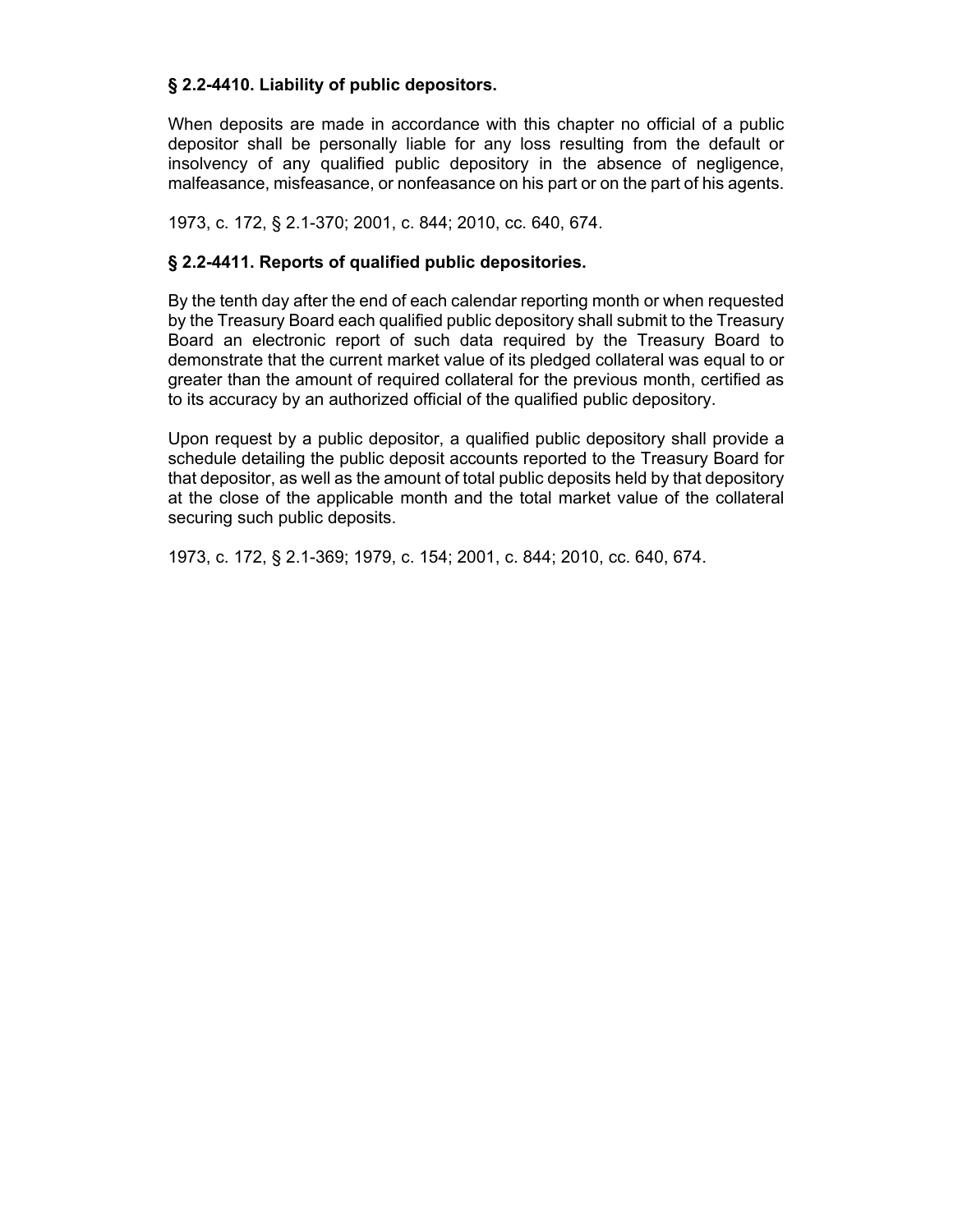**§ 2.2-4410. Liability of public depositors.**

When deposits are made in accordance with this chapter no official of a public depositor shall be personally liable for any loss resulting from the default or insolvency of any qualified public depository in the absence of negligence, malfeasance, misfeasance, or nonfeasance on his part or on the part of his agents.

1973, c. 172, § 2.1-370; 2001, c. 844; 2010, cc. 640, 674.

**§ 2.2-4411. Reports of qualified public depositories.**

By the tenth day after the end of each calendar reporting month or when requested by the Treasury Board each qualified public depository shall submit to the Treasury Board an electronic report of such data required by the Treasury Board to demonstrate that the current market value of its pledged collateral was equal to or greater than the amount of required collateral for the previous month, certified as to its accuracy by an authorized official of the qualified public depository.

Upon request by a public depositor, a qualified public depository shall provide a schedule detailing the public deposit accounts reported to the Treasury Board for that depositor, as well as the amount of total public deposits held by that depository at the close of the applicable month and the total market value of the collateral securing such public deposits.

1973, c. 172, § 2.1-369; 1979, c. 154; 2001, c. 844; 2010, cc. 640, 674.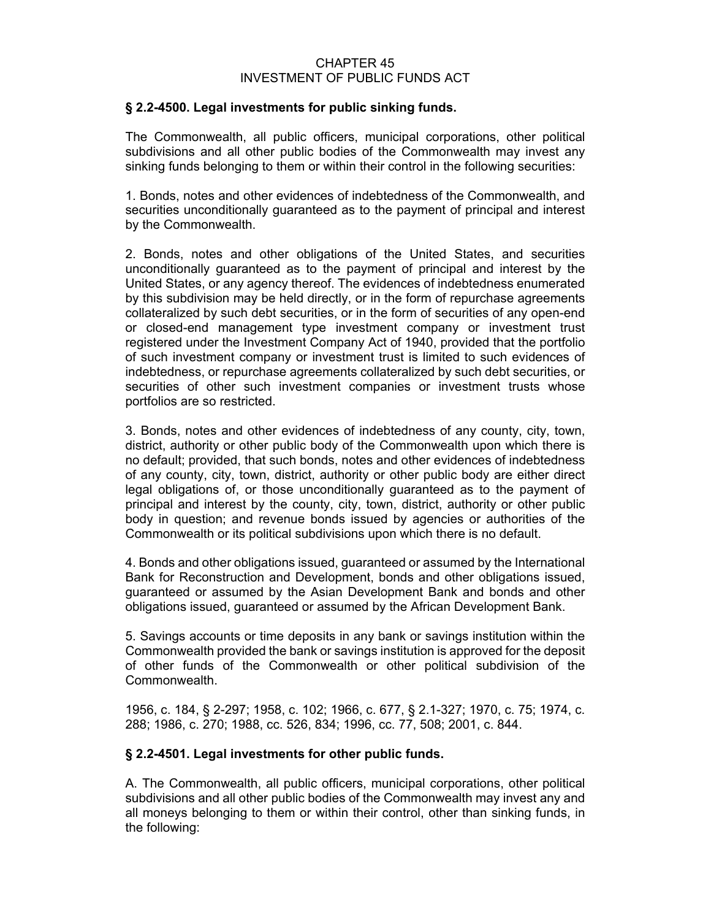# CHAPTER 45
# INVESTMENT OF PUBLIC FUNDS ACT

**§ 2.2-4500. Legal investments for public sinking funds.**

The Commonwealth, all public officers, municipal corporations, other political subdivisions and all other public bodies of the Commonwealth may invest any sinking funds belonging to them or within their control in the following securities:

1. Bonds, notes and other evidences of indebtedness of the Commonwealth, and securities unconditionally guaranteed as to the payment of principal and interest by the Commonwealth.

2. Bonds, notes and other obligations of the United States, and securities unconditionally guaranteed as to the payment of principal and interest by the United States, or any agency thereof. The evidences of indebtedness enumerated by this subdivision may be held directly, or in the form of repurchase agreements collateralized by such debt securities, or in the form of securities of any open-end or closed-end management type investment company or investment trust registered under the Investment Company Act of 1940, provided that the portfolio of such investment company or investment trust is limited to such evidences of indebtedness, or repurchase agreements collateralized by such debt securities, or securities of other such investment companies or investment trusts whose portfolios are so restricted.

3. Bonds, notes and other evidences of indebtedness of any county, city, town, district, authority or other public body of the Commonwealth upon which there is no default; provided, that such bonds, notes and other evidences of indebtedness of any county, city, town, district, authority or other public body are either direct legal obligations of, or those unconditionally guaranteed as to the payment of principal and interest by the county, city, town, district, authority or other public body in question; and revenue bonds issued by agencies or authorities of the Commonwealth or its political subdivisions upon which there is no default.

4. Bonds and other obligations issued, guaranteed or assumed by the International Bank for Reconstruction and Development, bonds and other obligations issued, guaranteed or assumed by the Asian Development Bank and bonds and other obligations issued, guaranteed or assumed by the African Development Bank.

5. Savings accounts or time deposits in any bank or savings institution within the Commonwealth provided the bank or savings institution is approved for the deposit of other funds of the Commonwealth or other political subdivision of the Commonwealth.

1956, c. 184, § 2-297; 1958, c. 102; 1966, c. 677, § 2.1-327; 1970, c. 75; 1974, c. 288; 1986, c. 270; 1988, cc. 526, 834; 1996, cc. 77, 508; 2001, c. 844.

**§ 2.2-4501. Legal investments for other public funds.**

A. The Commonwealth, all public officers, municipal corporations, other political subdivisions and all other public bodies of the Commonwealth may invest any and all moneys belonging to them or within their control, other than sinking funds, in the following: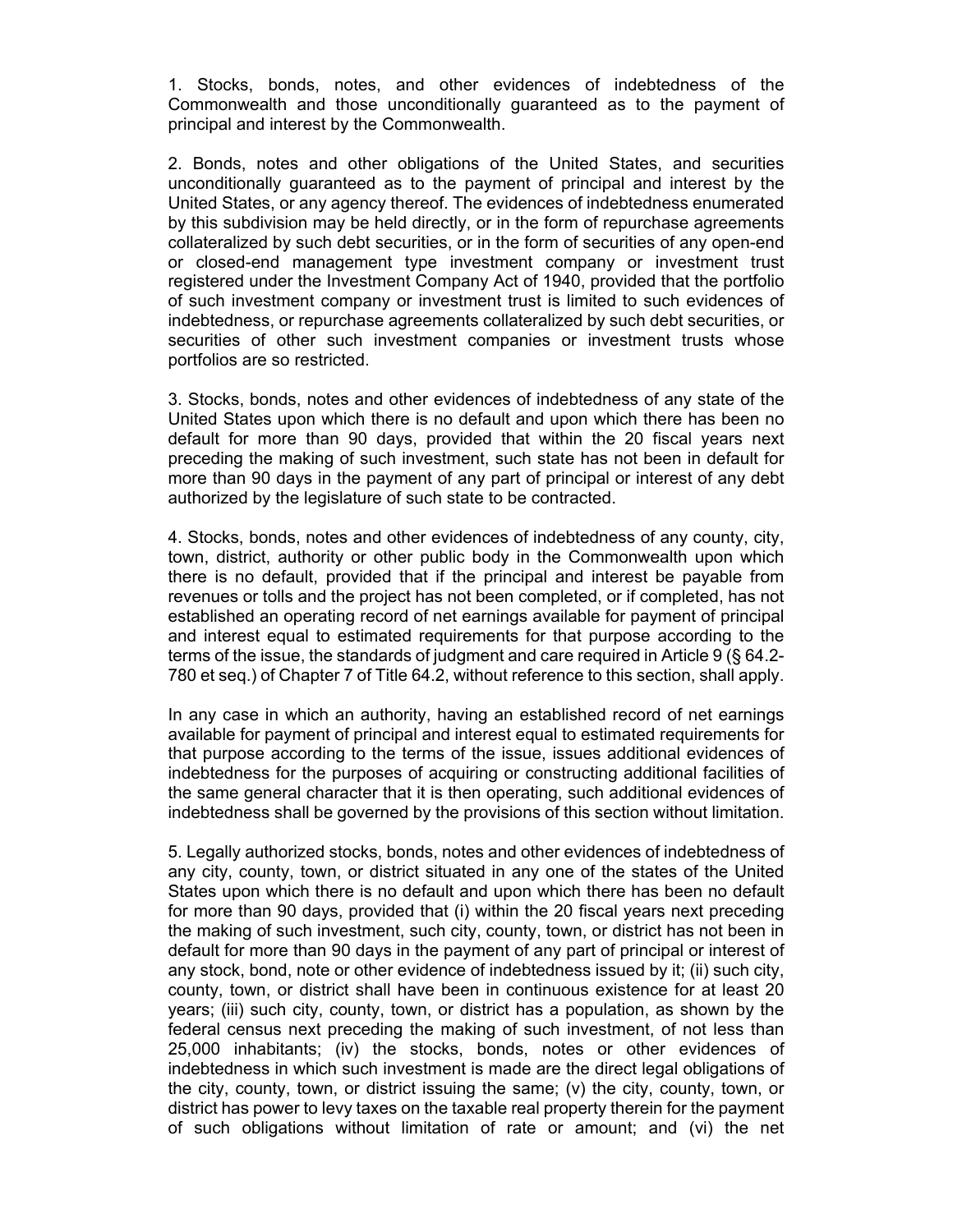1. Stocks, bonds, notes, and other evidences of indebtedness of the Commonwealth and those unconditionally guaranteed as to the payment of principal and interest by the Commonwealth.

2. Bonds, notes and other obligations of the United States, and securities unconditionally guaranteed as to the payment of principal and interest by the United States, or any agency thereof. The evidences of indebtedness enumerated by this subdivision may be held directly, or in the form of repurchase agreements collateralized by such debt securities, or in the form of securities of any open-end or closed-end management type investment company or investment trust registered under the Investment Company Act of 1940, provided that the portfolio of such investment company or investment trust is limited to such evidences of indebtedness, or repurchase agreements collateralized by such debt securities, or securities of other such investment companies or investment trusts whose portfolios are so restricted.

3. Stocks, bonds, notes and other evidences of indebtedness of any state of the United States upon which there is no default and upon which there has been no default for more than 90 days, provided that within the 20 fiscal years next preceding the making of such investment, such state has not been in default for more than 90 days in the payment of any part of principal or interest of any debt authorized by the legislature of such state to be contracted.

4. Stocks, bonds, notes and other evidences of indebtedness of any county, city, town, district, authority or other public body in the Commonwealth upon which there is no default, provided that if the principal and interest be payable from revenues or tolls and the project has not been completed, or if completed, has not established an operating record of net earnings available for payment of principal and interest equal to estimated requirements for that purpose according to the terms of the issue, the standards of judgment and care required in Article 9 (§ 64.2-780 et seq.) of Chapter 7 of Title 64.2, without reference to this section, shall apply.

In any case in which an authority, having an established record of net earnings available for payment of principal and interest equal to estimated requirements for that purpose according to the terms of the issue, issues additional evidences of indebtedness for the purposes of acquiring or constructing additional facilities of the same general character that it is then operating, such additional evidences of indebtedness shall be governed by the provisions of this section without limitation.

5. Legally authorized stocks, bonds, notes and other evidences of indebtedness of any city, county, town, or district situated in any one of the states of the United States upon which there is no default and upon which there has been no default for more than 90 days, provided that (i) within the 20 fiscal years next preceding the making of such investment, such city, county, town, or district has not been in default for more than 90 days in the payment of any part of principal or interest of any stock, bond, note or other evidence of indebtedness issued by it; (ii) such city, county, town, or district shall have been in continuous existence for at least 20 years; (iii) such city, county, town, or district has a population, as shown by the federal census next preceding the making of such investment, of not less than 25,000 inhabitants; (iv) the stocks, bonds, notes or other evidences of indebtedness in which such investment is made are the direct legal obligations of the city, county, town, or district issuing the same; (v) the city, county, town, or district has power to levy taxes on the taxable real property therein for the payment of such obligations without limitation of rate or amount; and (vi) the net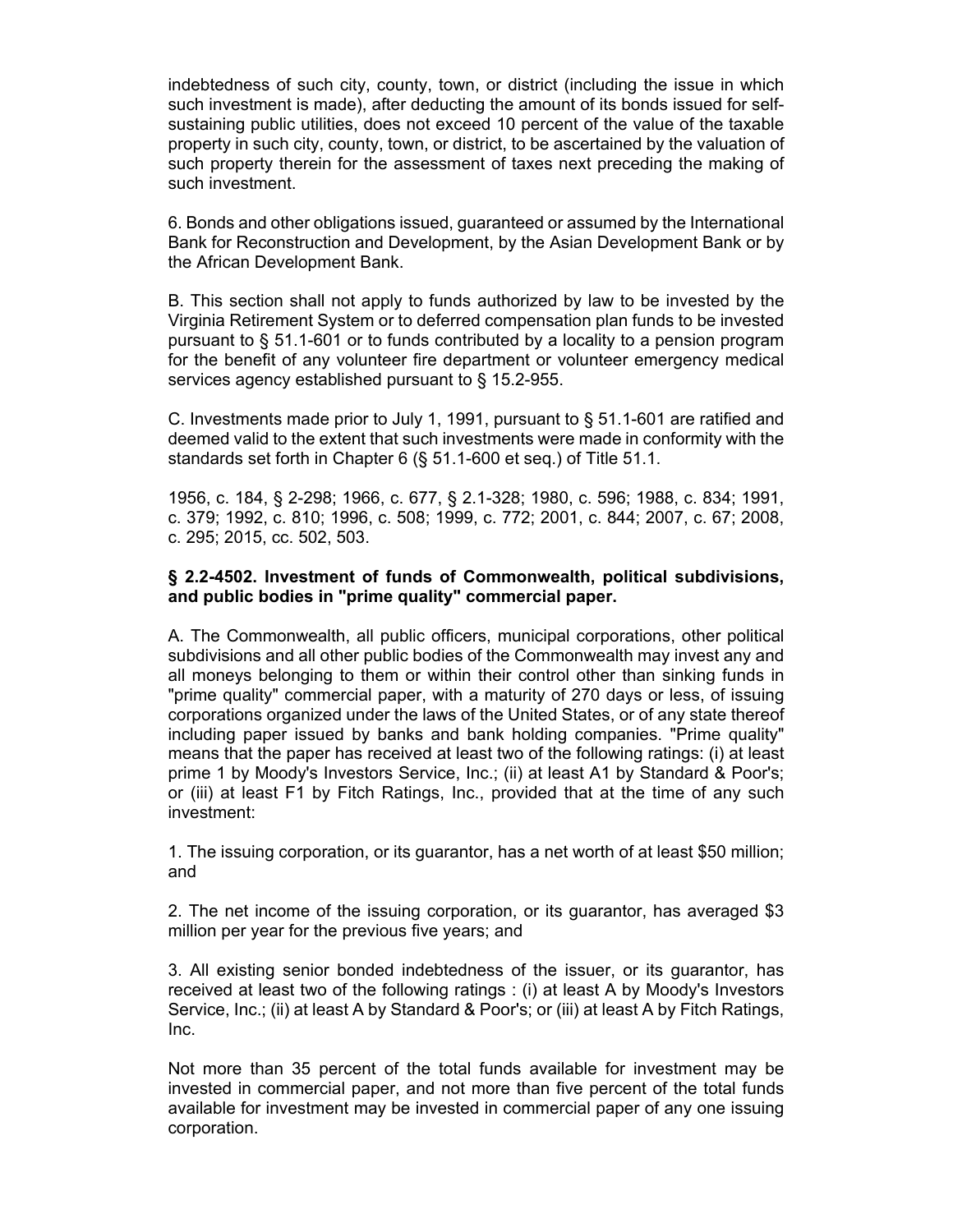indebtedness of such city, county, town, or district (including the issue in which such investment is made), after deducting the amount of its bonds issued for self-sustaining public utilities, does not exceed 10 percent of the value of the taxable property in such city, county, town, or district, to be ascertained by the valuation of such property therein for the assessment of taxes next preceding the making of such investment.

6. Bonds and other obligations issued, guaranteed or assumed by the International Bank for Reconstruction and Development, by the Asian Development Bank or by the African Development Bank.

B. This section shall not apply to funds authorized by law to be invested by the Virginia Retirement System or to deferred compensation plan funds to be invested pursuant to § 51.1-601 or to funds contributed by a locality to a pension program for the benefit of any volunteer fire department or volunteer emergency medical services agency established pursuant to § 15.2-955.

C. Investments made prior to July 1, 1991, pursuant to § 51.1-601 are ratified and deemed valid to the extent that such investments were made in conformity with the standards set forth in Chapter 6 (§ 51.1-600 et seq.) of Title 51.1.

1956, c. 184, § 2-298; 1966, c. 677, § 2.1-328; 1980, c. 596; 1988, c. 834; 1991, c. 379; 1992, c. 810; 1996, c. 508; 1999, c. 772; 2001, c. 844; 2007, c. 67; 2008, c. 295; 2015, cc. 502, 503.

### § 2.2-4502. Investment of funds of Commonwealth, political subdivisions, and public bodies in "prime quality" commercial paper.

A. The Commonwealth, all public officers, municipal corporations, other political subdivisions and all other public bodies of the Commonwealth may invest any and all moneys belonging to them or within their control other than sinking funds in "prime quality" commercial paper, with a maturity of 270 days or less, of issuing corporations organized under the laws of the United States, or of any state thereof including paper issued by banks and bank holding companies. "Prime quality" means that the paper has received at least two of the following ratings: (i) at least prime 1 by Moody's Investors Service, Inc.; (ii) at least A1 by Standard & Poor's; or (iii) at least F1 by Fitch Ratings, Inc., provided that at the time of any such investment:

1. The issuing corporation, or its guarantor, has a net worth of at least $50 million; and

2. The net income of the issuing corporation, or its guarantor, has averaged $3 million per year for the previous five years; and

3. All existing senior bonded indebtedness of the issuer, or its guarantor, has received at least two of the following ratings : (i) at least A by Moody's Investors Service, Inc.; (ii) at least A by Standard & Poor's; or (iii) at least A by Fitch Ratings, Inc.

Not more than 35 percent of the total funds available for investment may be invested in commercial paper, and not more than five percent of the total funds available for investment may be invested in commercial paper of any one issuing corporation.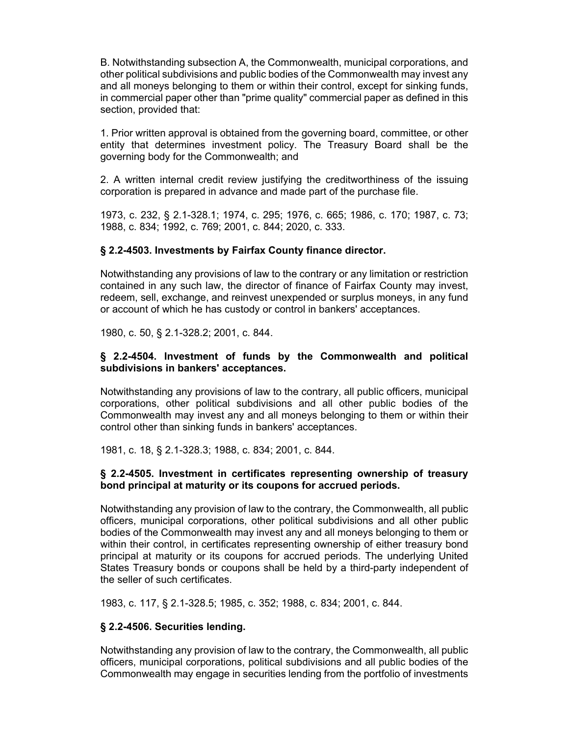B. Notwithstanding subsection A, the Commonwealth, municipal corporations, and other political subdivisions and public bodies of the Commonwealth may invest any and all moneys belonging to them or within their control, except for sinking funds, in commercial paper other than "prime quality" commercial paper as defined in this section, provided that:

1. Prior written approval is obtained from the governing board, committee, or other entity that determines investment policy. The Treasury Board shall be the governing body for the Commonwealth; and

2. A written internal credit review justifying the creditworthiness of the issuing corporation is prepared in advance and made part of the purchase file.

1973, c. 232, § 2.1-328.1; 1974, c. 295; 1976, c. 665; 1986, c. 170; 1987, c. 73; 1988, c. 834; 1992, c. 769; 2001, c. 844; 2020, c. 333.

### § 2.2-4503. Investments by Fairfax County finance director.

Notwithstanding any provisions of law to the contrary or any limitation or restriction contained in any such law, the director of finance of Fairfax County may invest, redeem, sell, exchange, and reinvest unexpended or surplus moneys, in any fund or account of which he has custody or control in bankers' acceptances.

1980, c. 50, § 2.1-328.2; 2001, c. 844.

### § 2.2-4504. Investment of funds by the Commonwealth and political subdivisions in bankers' acceptances.

Notwithstanding any provisions of law to the contrary, all public officers, municipal corporations, other political subdivisions and all other public bodies of the Commonwealth may invest any and all moneys belonging to them or within their control other than sinking funds in bankers' acceptances.

1981, c. 18, § 2.1-328.3; 1988, c. 834; 2001, c. 844.

### § 2.2-4505. Investment in certificates representing ownership of treasury bond principal at maturity or its coupons for accrued periods.

Notwithstanding any provision of law to the contrary, the Commonwealth, all public officers, municipal corporations, other political subdivisions and all other public bodies of the Commonwealth may invest any and all moneys belonging to them or within their control, in certificates representing ownership of either treasury bond principal at maturity or its coupons for accrued periods. The underlying United States Treasury bonds or coupons shall be held by a third-party independent of the seller of such certificates.

1983, c. 117, § 2.1-328.5; 1985, c. 352; 1988, c. 834; 2001, c. 844.

### § 2.2-4506. Securities lending.

Notwithstanding any provision of law to the contrary, the Commonwealth, all public officers, municipal corporations, political subdivisions and all public bodies of the Commonwealth may engage in securities lending from the portfolio of investments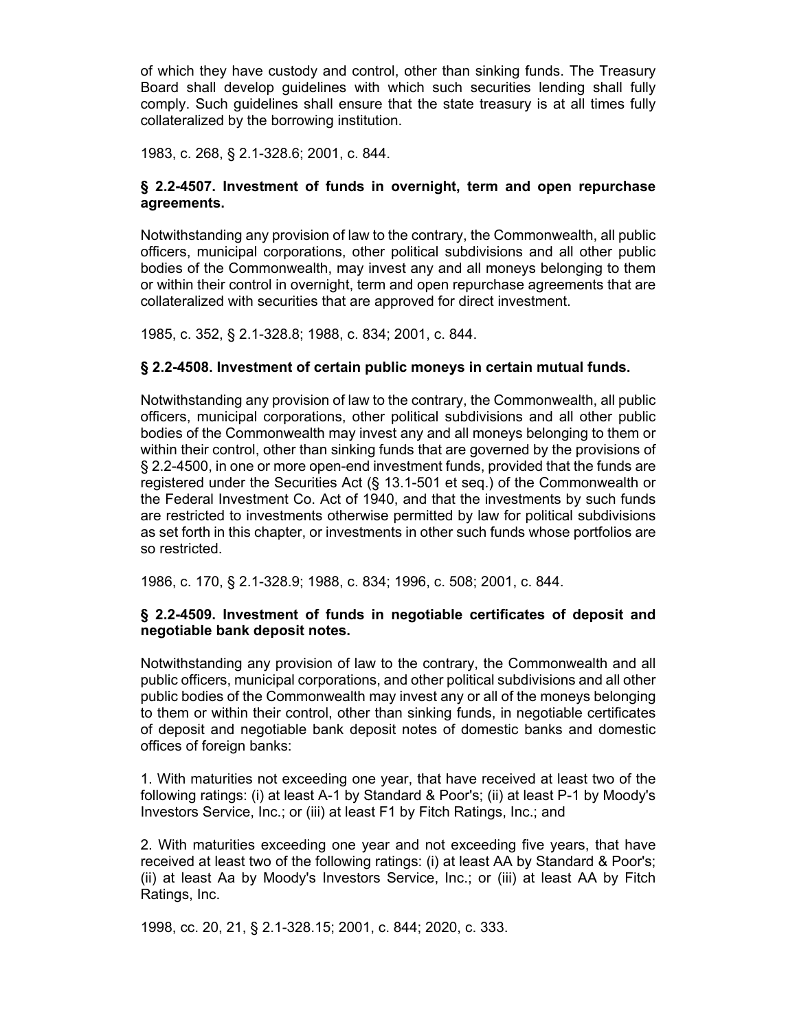of which they have custody and control, other than sinking funds. The Treasury Board shall develop guidelines with which such securities lending shall fully comply. Such guidelines shall ensure that the state treasury is at all times fully collateralized by the borrowing institution.

1983, c. 268, § 2.1-328.6; 2001, c. 844.

### § 2.2-4507. Investment of funds in overnight, term and open repurchase agreements.

Notwithstanding any provision of law to the contrary, the Commonwealth, all public officers, municipal corporations, other political subdivisions and all other public bodies of the Commonwealth, may invest any and all moneys belonging to them or within their control in overnight, term and open repurchase agreements that are collateralized with securities that are approved for direct investment.

1985, c. 352, § 2.1-328.8; 1988, c. 834; 2001, c. 844.

### § 2.2-4508. Investment of certain public moneys in certain mutual funds.

Notwithstanding any provision of law to the contrary, the Commonwealth, all public officers, municipal corporations, other political subdivisions and all other public bodies of the Commonwealth may invest any and all moneys belonging to them or within their control, other than sinking funds that are governed by the provisions of § 2.2-4500, in one or more open-end investment funds, provided that the funds are registered under the Securities Act (§ 13.1-501 et seq.) of the Commonwealth or the Federal Investment Co. Act of 1940, and that the investments by such funds are restricted to investments otherwise permitted by law for political subdivisions as set forth in this chapter, or investments in other such funds whose portfolios are so restricted.

1986, c. 170, § 2.1-328.9; 1988, c. 834; 1996, c. 508; 2001, c. 844.

### § 2.2-4509. Investment of funds in negotiable certificates of deposit and negotiable bank deposit notes.

Notwithstanding any provision of law to the contrary, the Commonwealth and all public officers, municipal corporations, and other political subdivisions and all other public bodies of the Commonwealth may invest any or all of the moneys belonging to them or within their control, other than sinking funds, in negotiable certificates of deposit and negotiable bank deposit notes of domestic banks and domestic offices of foreign banks:

1. With maturities not exceeding one year, that have received at least two of the following ratings: (i) at least A-1 by Standard & Poor's; (ii) at least P-1 by Moody's Investors Service, Inc.; or (iii) at least F1 by Fitch Ratings, Inc.; and

2. With maturities exceeding one year and not exceeding five years, that have received at least two of the following ratings: (i) at least AA by Standard & Poor's; (ii) at least Aa by Moody's Investors Service, Inc.; or (iii) at least AA by Fitch Ratings, Inc.

1998, cc. 20, 21, § 2.1-328.15; 2001, c. 844; 2020, c. 333.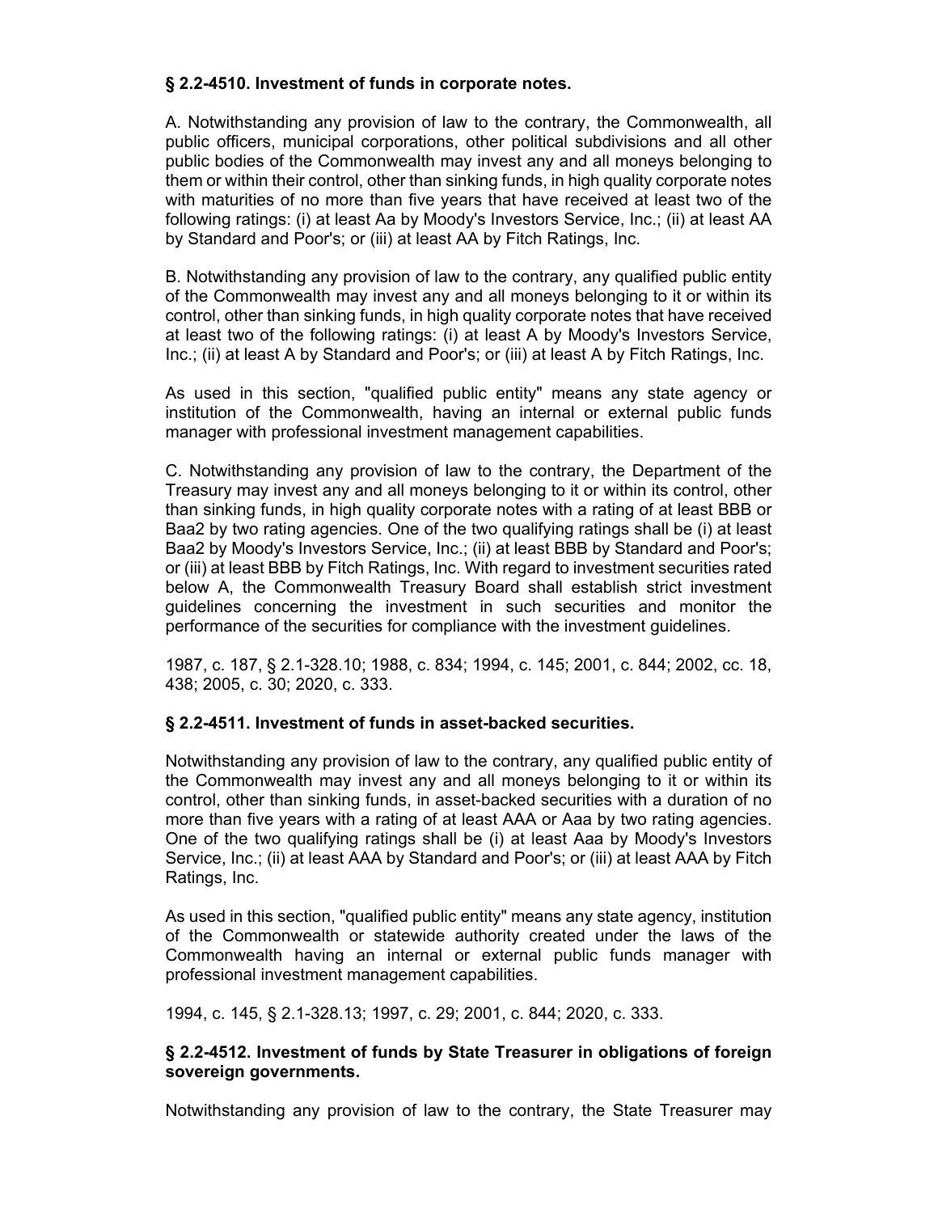### § 2.2-4510. Investment of funds in corporate notes.

A. Notwithstanding any provision of law to the contrary, the Commonwealth, all public officers, municipal corporations, other political subdivisions and all other public bodies of the Commonwealth may invest any and all moneys belonging to them or within their control, other than sinking funds, in high quality corporate notes with maturities of no more than five years that have received at least two of the following ratings: (i) at least Aa by Moody's Investors Service, Inc.; (ii) at least AA by Standard and Poor's; or (iii) at least AA by Fitch Ratings, Inc.

B. Notwithstanding any provision of law to the contrary, any qualified public entity of the Commonwealth may invest any and all moneys belonging to it or within its control, other than sinking funds, in high quality corporate notes that have received at least two of the following ratings: (i) at least A by Moody's Investors Service, Inc.; (ii) at least A by Standard and Poor's; or (iii) at least A by Fitch Ratings, Inc.

As used in this section, "qualified public entity" means any state agency or institution of the Commonwealth, having an internal or external public funds manager with professional investment management capabilities.

C. Notwithstanding any provision of law to the contrary, the Department of the Treasury may invest any and all moneys belonging to it or within its control, other than sinking funds, in high quality corporate notes with a rating of at least BBB or Baa2 by two rating agencies. One of the two qualifying ratings shall be (i) at least Baa2 by Moody's Investors Service, Inc.; (ii) at least BBB by Standard and Poor's; or (iii) at least BBB by Fitch Ratings, Inc. With regard to investment securities rated below A, the Commonwealth Treasury Board shall establish strict investment guidelines concerning the investment in such securities and monitor the performance of the securities for compliance with the investment guidelines.

1987, c. 187, § 2.1-328.10; 1988, c. 834; 1994, c. 145; 2001, c. 844; 2002, cc. 18, 438; 2005, c. 30; 2020, c. 333.

### § 2.2-4511. Investment of funds in asset-backed securities.

Notwithstanding any provision of law to the contrary, any qualified public entity of the Commonwealth may invest any and all moneys belonging to it or within its control, other than sinking funds, in asset-backed securities with a duration of no more than five years with a rating of at least AAA or Aaa by two rating agencies. One of the two qualifying ratings shall be (i) at least Aaa by Moody's Investors Service, Inc.; (ii) at least AAA by Standard and Poor's; or (iii) at least AAA by Fitch Ratings, Inc.

As used in this section, "qualified public entity" means any state agency, institution of the Commonwealth or statewide authority created under the laws of the Commonwealth having an internal or external public funds manager with professional investment management capabilities.

1994, c. 145, § 2.1-328.13; 1997, c. 29; 2001, c. 844; 2020, c. 333.

### § 2.2-4512. Investment of funds by State Treasurer in obligations of foreign sovereign governments.

Notwithstanding any provision of law to the contrary, the State Treasurer may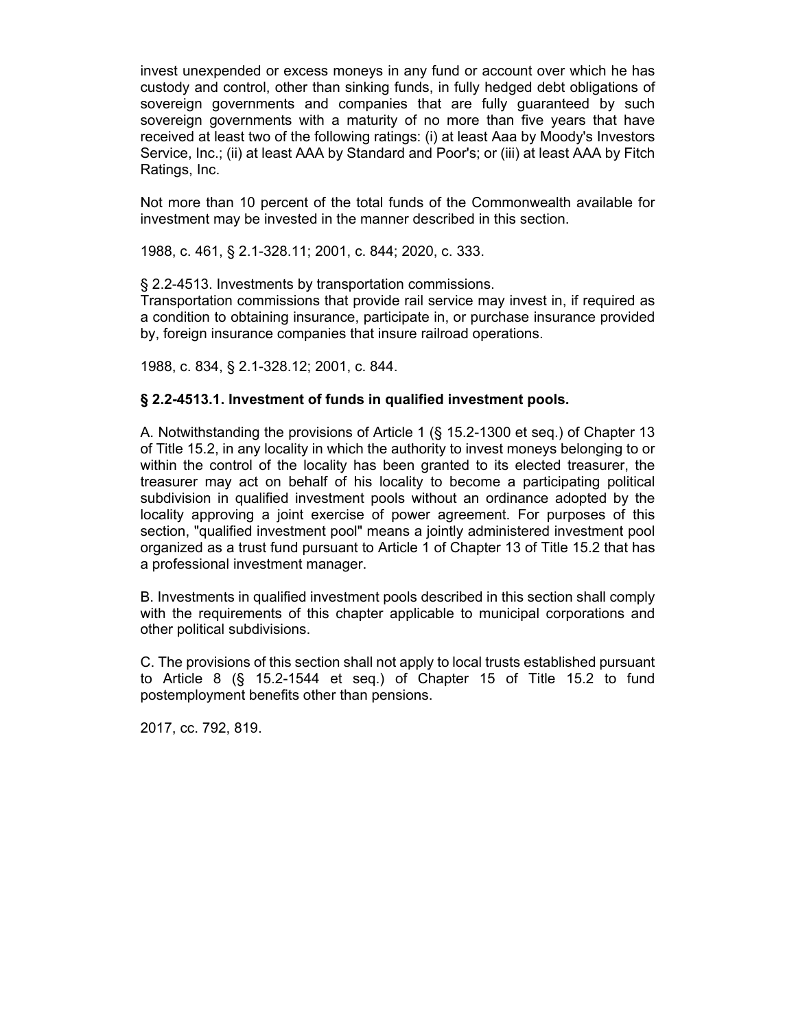invest unexpended or excess moneys in any fund or account over which he has custody and control, other than sinking funds, in fully hedged debt obligations of sovereign governments and companies that are fully guaranteed by such sovereign governments with a maturity of no more than five years that have received at least two of the following ratings: (i) at least Aaa by Moody's Investors Service, Inc.; (ii) at least AAA by Standard and Poor's; or (iii) at least AAA by Fitch Ratings, Inc.

Not more than 10 percent of the total funds of the Commonwealth available for investment may be invested in the manner described in this section.

1988, c. 461, § 2.1-328.11; 2001, c. 844; 2020, c. 333.

§ 2.2-4513. Investments by transportation commissions.
Transportation commissions that provide rail service may invest in, if required as a condition to obtaining insurance, participate in, or purchase insurance provided by, foreign insurance companies that insure railroad operations.

1988, c. 834, § 2.1-328.12; 2001, c. 844.

**§ 2.2-4513.1. Investment of funds in qualified investment pools.**

A. Notwithstanding the provisions of Article 1 (§ 15.2-1300 et seq.) of Chapter 13 of Title 15.2, in any locality in which the authority to invest moneys belonging to or within the control of the locality has been granted to its elected treasurer, the treasurer may act on behalf of his locality to become a participating political subdivision in qualified investment pools without an ordinance adopted by the locality approving a joint exercise of power agreement. For purposes of this section, "qualified investment pool" means a jointly administered investment pool organized as a trust fund pursuant to Article 1 of Chapter 13 of Title 15.2 that has a professional investment manager.

B. Investments in qualified investment pools described in this section shall comply with the requirements of this chapter applicable to municipal corporations and other political subdivisions.

C. The provisions of this section shall not apply to local trusts established pursuant to Article 8 (§ 15.2-1544 et seq.) of Chapter 15 of Title 15.2 to fund postemployment benefits other than pensions.

2017, cc. 792, 819.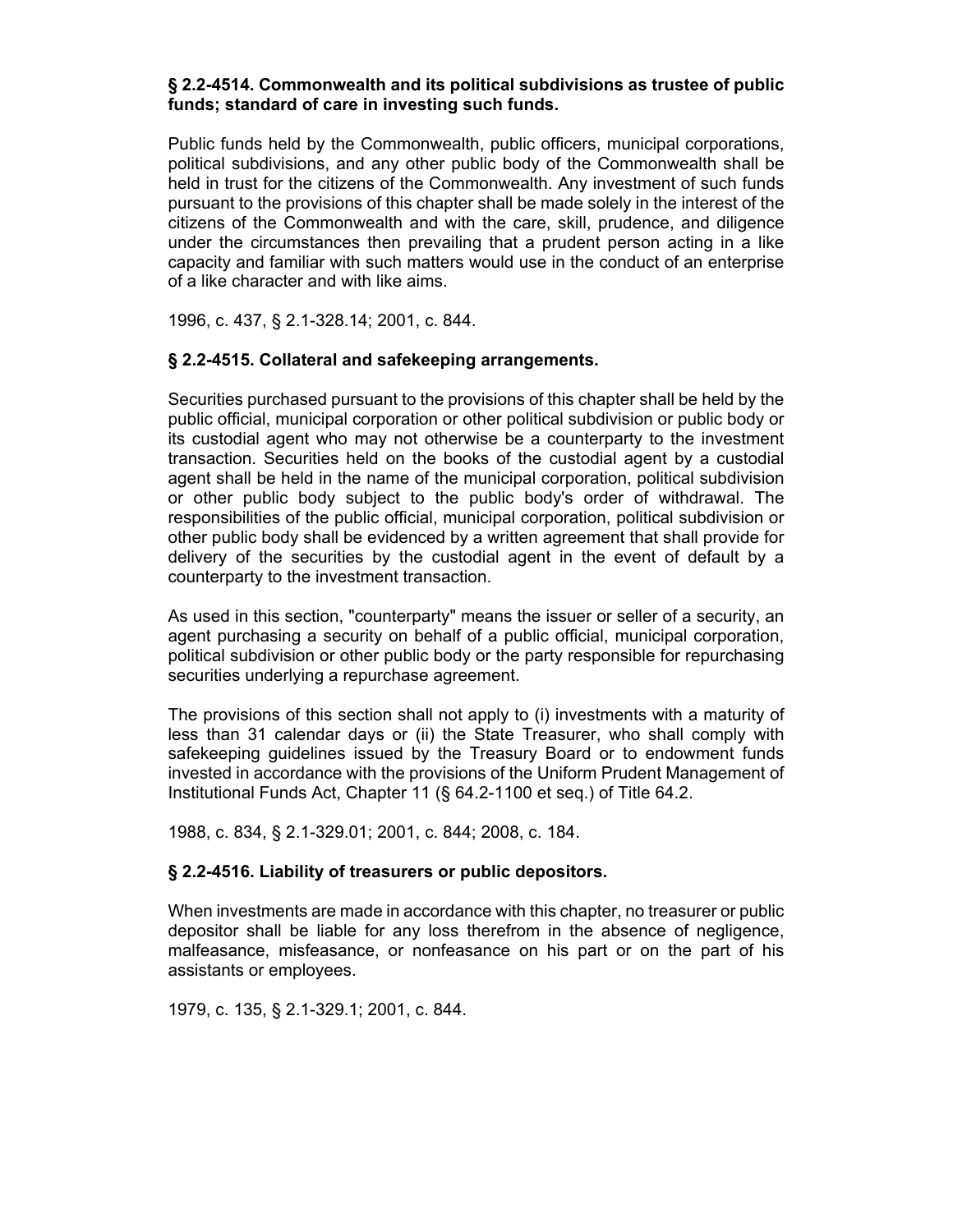**§ 2.2-4514. Commonwealth and its political subdivisions as trustee of public funds; standard of care in investing such funds.**

Public funds held by the Commonwealth, public officers, municipal corporations, political subdivisions, and any other public body of the Commonwealth shall be held in trust for the citizens of the Commonwealth. Any investment of such funds pursuant to the provisions of this chapter shall be made solely in the interest of the citizens of the Commonwealth and with the care, skill, prudence, and diligence under the circumstances then prevailing that a prudent person acting in a like capacity and familiar with such matters would use in the conduct of an enterprise of a like character and with like aims.

1996, c. 437, § 2.1-328.14; 2001, c. 844.

**§ 2.2-4515. Collateral and safekeeping arrangements.**

Securities purchased pursuant to the provisions of this chapter shall be held by the public official, municipal corporation or other political subdivision or public body or its custodial agent who may not otherwise be a counterparty to the investment transaction. Securities held on the books of the custodial agent by a custodial agent shall be held in the name of the municipal corporation, political subdivision or other public body subject to the public body's order of withdrawal. The responsibilities of the public official, municipal corporation, political subdivision or other public body shall be evidenced by a written agreement that shall provide for delivery of the securities by the custodial agent in the event of default by a counterparty to the investment transaction.

As used in this section, "counterparty" means the issuer or seller of a security, an agent purchasing a security on behalf of a public official, municipal corporation, political subdivision or other public body or the party responsible for repurchasing securities underlying a repurchase agreement.

The provisions of this section shall not apply to (i) investments with a maturity of less than 31 calendar days or (ii) the State Treasurer, who shall comply with safekeeping guidelines issued by the Treasury Board or to endowment funds invested in accordance with the provisions of the Uniform Prudent Management of Institutional Funds Act, Chapter 11 (§ 64.2-1100 et seq.) of Title 64.2.

1988, c. 834, § 2.1-329.01; 2001, c. 844; 2008, c. 184.

**§ 2.2-4516. Liability of treasurers or public depositors.**

When investments are made in accordance with this chapter, no treasurer or public depositor shall be liable for any loss therefrom in the absence of negligence, malfeasance, misfeasance, or nonfeasance on his part or on the part of his assistants or employees.

1979, c. 135, § 2.1-329.1; 2001, c. 844.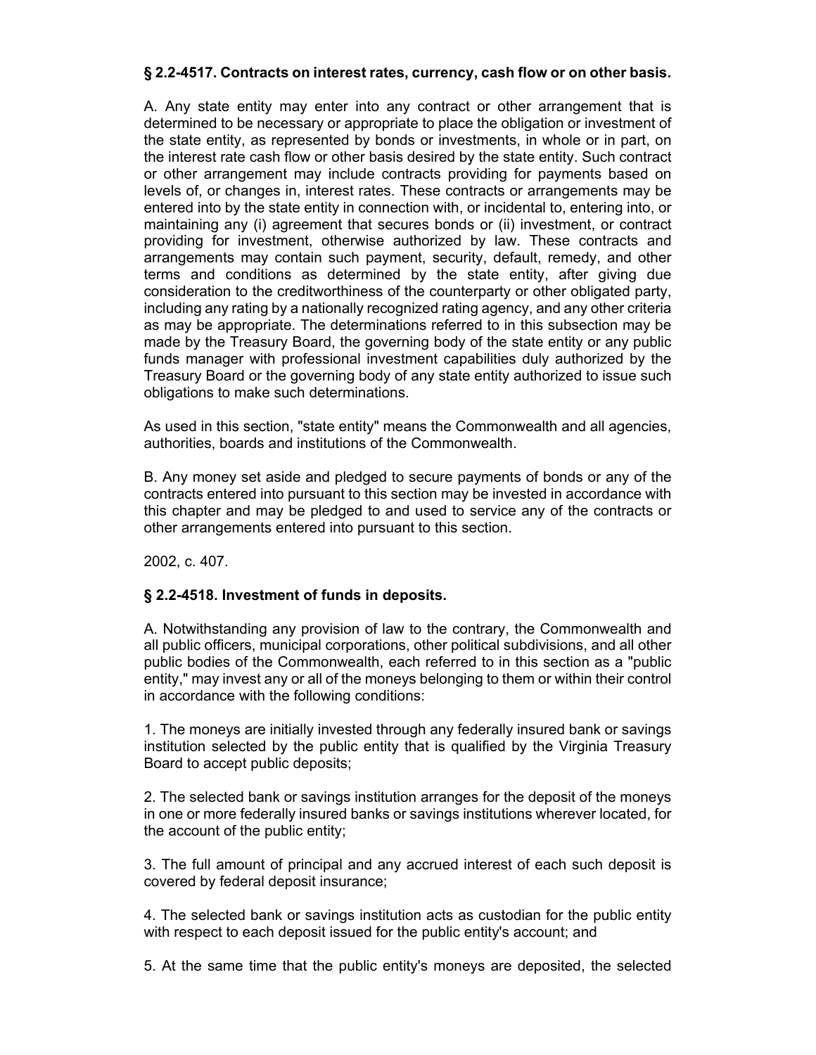**§ 2.2-4517. Contracts on interest rates, currency, cash flow or on other basis.**

A. Any state entity may enter into any contract or other arrangement that is determined to be necessary or appropriate to place the obligation or investment of the state entity, as represented by bonds or investments, in whole or in part, on the interest rate cash flow or other basis desired by the state entity. Such contract or other arrangement may include contracts providing for payments based on levels of, or changes in, interest rates. These contracts or arrangements may be entered into by the state entity in connection with, or incidental to, entering into, or maintaining any (i) agreement that secures bonds or (ii) investment, or contract providing for investment, otherwise authorized by law. These contracts and arrangements may contain such payment, security, default, remedy, and other terms and conditions as determined by the state entity, after giving due consideration to the creditworthiness of the counterparty or other obligated party, including any rating by a nationally recognized rating agency, and any other criteria as may be appropriate. The determinations referred to in this subsection may be made by the Treasury Board, the governing body of the state entity or any public funds manager with professional investment capabilities duly authorized by the Treasury Board or the governing body of any state entity authorized to issue such obligations to make such determinations.

As used in this section, "state entity" means the Commonwealth and all agencies, authorities, boards and institutions of the Commonwealth.

B. Any money set aside and pledged to secure payments of bonds or any of the contracts entered into pursuant to this section may be invested in accordance with this chapter and may be pledged to and used to service any of the contracts or other arrangements entered into pursuant to this section.

2002, c. 407.

**§ 2.2-4518. Investment of funds in deposits.**

A. Notwithstanding any provision of law to the contrary, the Commonwealth and all public officers, municipal corporations, other political subdivisions, and all other public bodies of the Commonwealth, each referred to in this section as a "public entity," may invest any or all of the moneys belonging to them or within their control in accordance with the following conditions:

1. The moneys are initially invested through any federally insured bank or savings institution selected by the public entity that is qualified by the Virginia Treasury Board to accept public deposits;

2. The selected bank or savings institution arranges for the deposit of the moneys in one or more federally insured banks or savings institutions wherever located, for the account of the public entity;

3. The full amount of principal and any accrued interest of each such deposit is covered by federal deposit insurance;

4. The selected bank or savings institution acts as custodian for the public entity with respect to each deposit issued for the public entity's account; and

5. At the same time that the public entity's moneys are deposited, the selected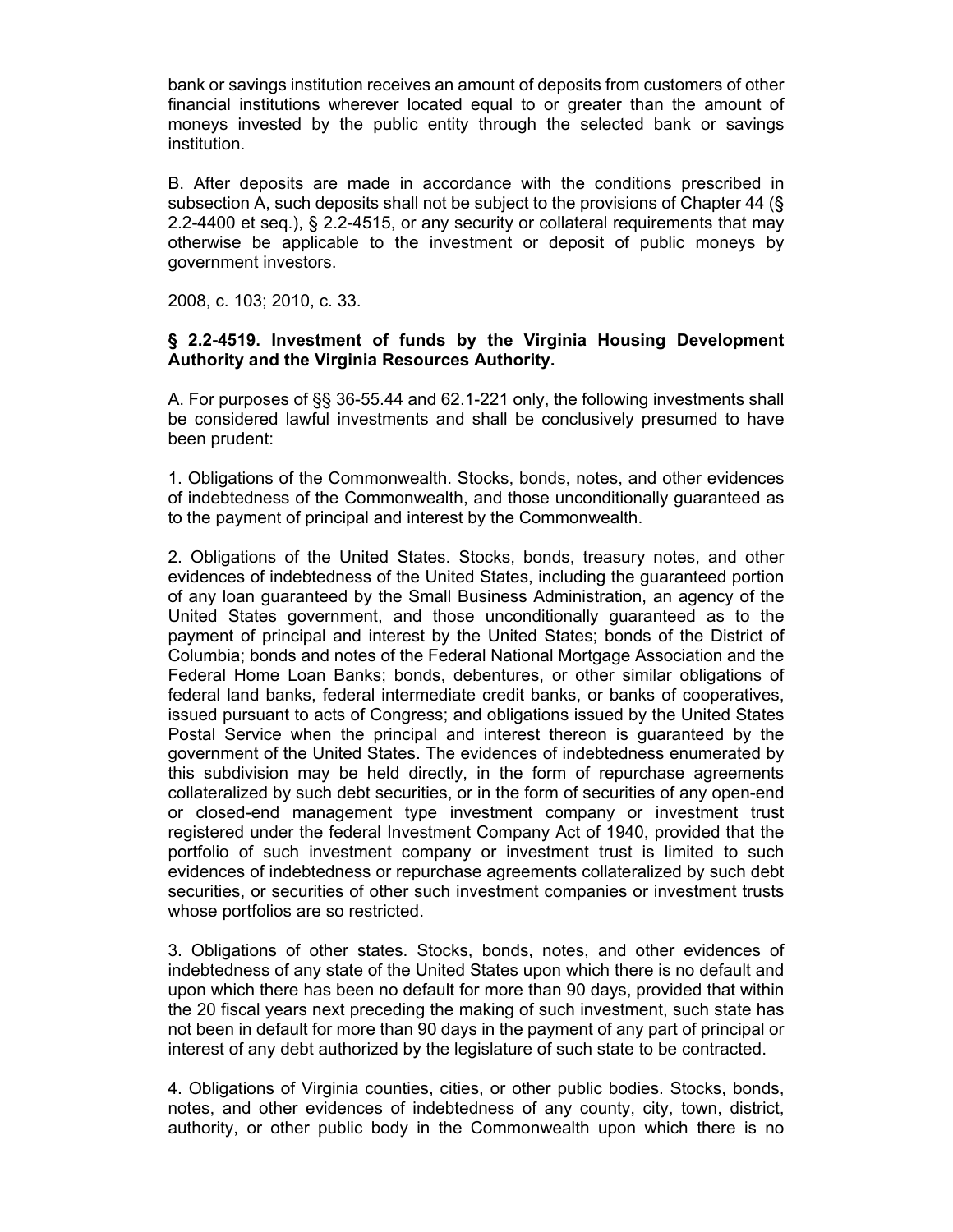bank or savings institution receives an amount of deposits from customers of other financial institutions wherever located equal to or greater than the amount of moneys invested by the public entity through the selected bank or savings institution.

B. After deposits are made in accordance with the conditions prescribed in subsection A, such deposits shall not be subject to the provisions of Chapter 44 (§ 2.2-4400 et seq.), § 2.2-4515, or any security or collateral requirements that may otherwise be applicable to the investment or deposit of public moneys by government investors.

2008, c. 103; 2010, c. 33.

**§ 2.2-4519. Investment of funds by the Virginia Housing Development Authority and the Virginia Resources Authority.**

A. For purposes of §§ 36-55.44 and 62.1-221 only, the following investments shall be considered lawful investments and shall be conclusively presumed to have been prudent:

1. Obligations of the Commonwealth. Stocks, bonds, notes, and other evidences of indebtedness of the Commonwealth, and those unconditionally guaranteed as to the payment of principal and interest by the Commonwealth.

2. Obligations of the United States. Stocks, bonds, treasury notes, and other evidences of indebtedness of the United States, including the guaranteed portion of any loan guaranteed by the Small Business Administration, an agency of the United States government, and those unconditionally guaranteed as to the payment of principal and interest by the United States; bonds of the District of Columbia; bonds and notes of the Federal National Mortgage Association and the Federal Home Loan Banks; bonds, debentures, or other similar obligations of federal land banks, federal intermediate credit banks, or banks of cooperatives, issued pursuant to acts of Congress; and obligations issued by the United States Postal Service when the principal and interest thereon is guaranteed by the government of the United States. The evidences of indebtedness enumerated by this subdivision may be held directly, in the form of repurchase agreements collateralized by such debt securities, or in the form of securities of any open-end or closed-end management type investment company or investment trust registered under the federal Investment Company Act of 1940, provided that the portfolio of such investment company or investment trust is limited to such evidences of indebtedness or repurchase agreements collateralized by such debt securities, or securities of other such investment companies or investment trusts whose portfolios are so restricted.

3. Obligations of other states. Stocks, bonds, notes, and other evidences of indebtedness of any state of the United States upon which there is no default and upon which there has been no default for more than 90 days, provided that within the 20 fiscal years next preceding the making of such investment, such state has not been in default for more than 90 days in the payment of any part of principal or interest of any debt authorized by the legislature of such state to be contracted.

4. Obligations of Virginia counties, cities, or other public bodies. Stocks, bonds, notes, and other evidences of indebtedness of any county, city, town, district, authority, or other public body in the Commonwealth upon which there is no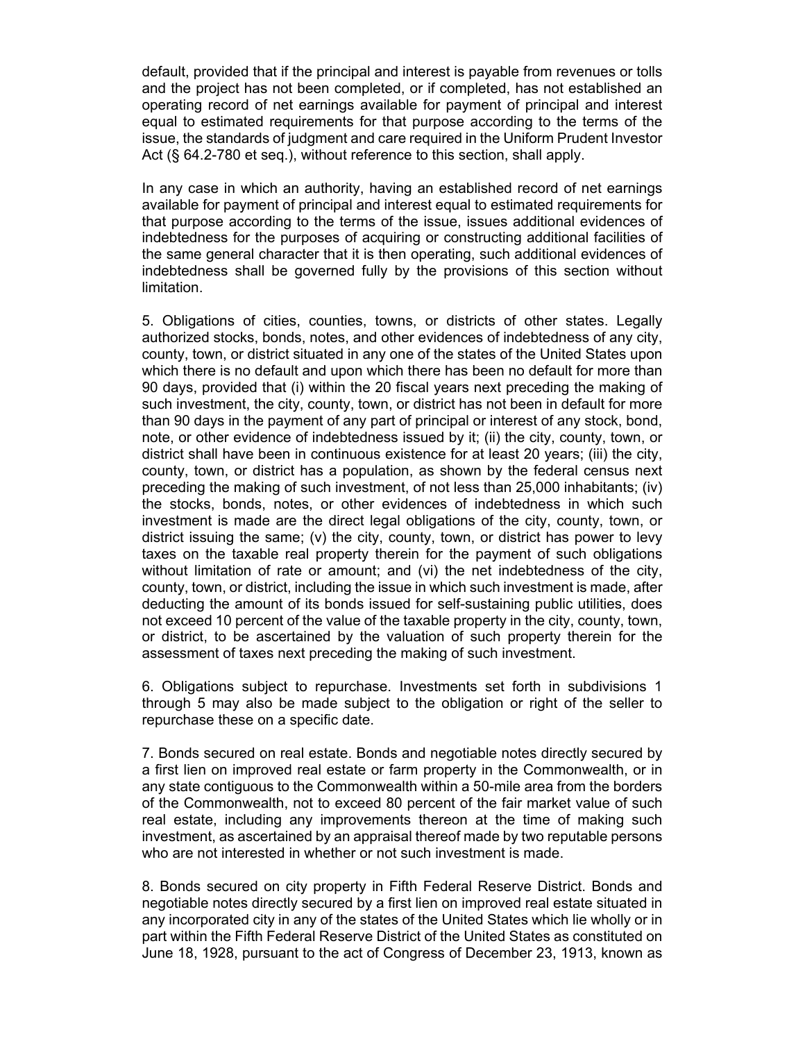default, provided that if the principal and interest is payable from revenues or tolls and the project has not been completed, or if completed, has not established an operating record of net earnings available for payment of principal and interest equal to estimated requirements for that purpose according to the terms of the issue, the standards of judgment and care required in the Uniform Prudent Investor Act (§ 64.2-780 et seq.), without reference to this section, shall apply.

In any case in which an authority, having an established record of net earnings available for payment of principal and interest equal to estimated requirements for that purpose according to the terms of the issue, issues additional evidences of indebtedness for the purposes of acquiring or constructing additional facilities of the same general character that it is then operating, such additional evidences of indebtedness shall be governed fully by the provisions of this section without limitation.

5. Obligations of cities, counties, towns, or districts of other states. Legally authorized stocks, bonds, notes, and other evidences of indebtedness of any city, county, town, or district situated in any one of the states of the United States upon which there is no default and upon which there has been no default for more than 90 days, provided that (i) within the 20 fiscal years next preceding the making of such investment, the city, county, town, or district has not been in default for more than 90 days in the payment of any part of principal or interest of any stock, bond, note, or other evidence of indebtedness issued by it; (ii) the city, county, town, or district shall have been in continuous existence for at least 20 years; (iii) the city, county, town, or district has a population, as shown by the federal census next preceding the making of such investment, of not less than 25,000 inhabitants; (iv) the stocks, bonds, notes, or other evidences of indebtedness in which such investment is made are the direct legal obligations of the city, county, town, or district issuing the same; (v) the city, county, town, or district has power to levy taxes on the taxable real property therein for the payment of such obligations without limitation of rate or amount; and (vi) the net indebtedness of the city, county, town, or district, including the issue in which such investment is made, after deducting the amount of its bonds issued for self-sustaining public utilities, does not exceed 10 percent of the value of the taxable property in the city, county, town, or district, to be ascertained by the valuation of such property therein for the assessment of taxes next preceding the making of such investment.

6. Obligations subject to repurchase. Investments set forth in subdivisions 1 through 5 may also be made subject to the obligation or right of the seller to repurchase these on a specific date.

7. Bonds secured on real estate. Bonds and negotiable notes directly secured by a first lien on improved real estate or farm property in the Commonwealth, or in any state contiguous to the Commonwealth within a 50-mile area from the borders of the Commonwealth, not to exceed 80 percent of the fair market value of such real estate, including any improvements thereon at the time of making such investment, as ascertained by an appraisal thereof made by two reputable persons who are not interested in whether or not such investment is made.

8. Bonds secured on city property in Fifth Federal Reserve District. Bonds and negotiable notes directly secured by a first lien on improved real estate situated in any incorporated city in any of the states of the United States which lie wholly or in part within the Fifth Federal Reserve District of the United States as constituted on June 18, 1928, pursuant to the act of Congress of December 23, 1913, known as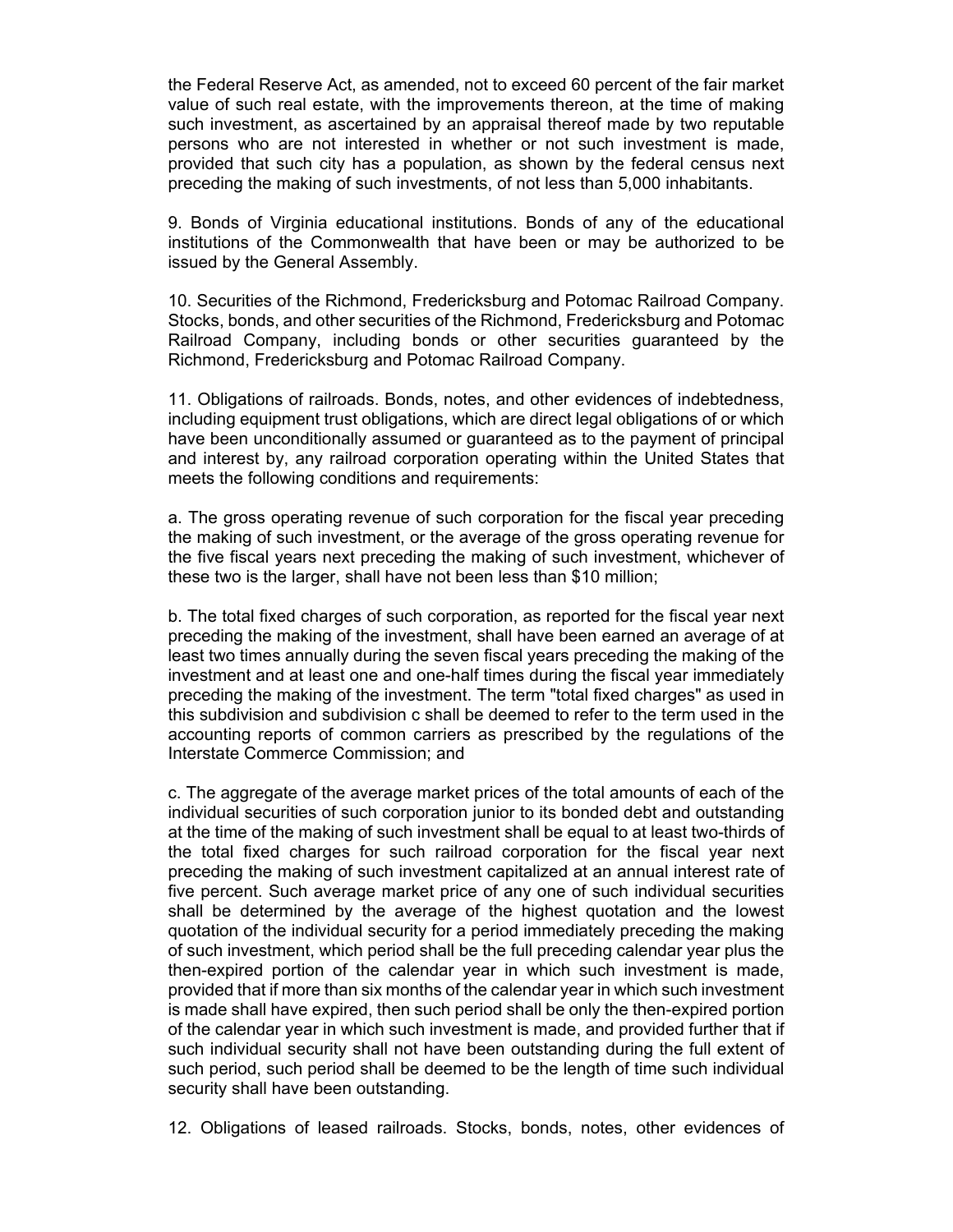the Federal Reserve Act, as amended, not to exceed 60 percent of the fair market value of such real estate, with the improvements thereon, at the time of making such investment, as ascertained by an appraisal thereof made by two reputable persons who are not interested in whether or not such investment is made, provided that such city has a population, as shown by the federal census next preceding the making of such investments, of not less than 5,000 inhabitants.

9. Bonds of Virginia educational institutions. Bonds of any of the educational institutions of the Commonwealth that have been or may be authorized to be issued by the General Assembly.

10. Securities of the Richmond, Fredericksburg and Potomac Railroad Company. Stocks, bonds, and other securities of the Richmond, Fredericksburg and Potomac Railroad Company, including bonds or other securities guaranteed by the Richmond, Fredericksburg and Potomac Railroad Company.

11. Obligations of railroads. Bonds, notes, and other evidences of indebtedness, including equipment trust obligations, which are direct legal obligations of or which have been unconditionally assumed or guaranteed as to the payment of principal and interest by, any railroad corporation operating within the United States that meets the following conditions and requirements:

a. The gross operating revenue of such corporation for the fiscal year preceding the making of such investment, or the average of the gross operating revenue for the five fiscal years next preceding the making of such investment, whichever of these two is the larger, shall have not been less than $10 million;

b. The total fixed charges of such corporation, as reported for the fiscal year next preceding the making of the investment, shall have been earned an average of at least two times annually during the seven fiscal years preceding the making of the investment and at least one and one-half times during the fiscal year immediately preceding the making of the investment. The term "total fixed charges" as used in this subdivision and subdivision c shall be deemed to refer to the term used in the accounting reports of common carriers as prescribed by the regulations of the Interstate Commerce Commission; and

c. The aggregate of the average market prices of the total amounts of each of the individual securities of such corporation junior to its bonded debt and outstanding at the time of the making of such investment shall be equal to at least two-thirds of the total fixed charges for such railroad corporation for the fiscal year next preceding the making of such investment capitalized at an annual interest rate of five percent. Such average market price of any one of such individual securities shall be determined by the average of the highest quotation and the lowest quotation of the individual security for a period immediately preceding the making of such investment, which period shall be the full preceding calendar year plus the then-expired portion of the calendar year in which such investment is made, provided that if more than six months of the calendar year in which such investment is made shall have expired, then such period shall be only the then-expired portion of the calendar year in which such investment is made, and provided further that if such individual security shall not have been outstanding during the full extent of such period, such period shall be deemed to be the length of time such individual security shall have been outstanding.

12. Obligations of leased railroads. Stocks, bonds, notes, other evidences of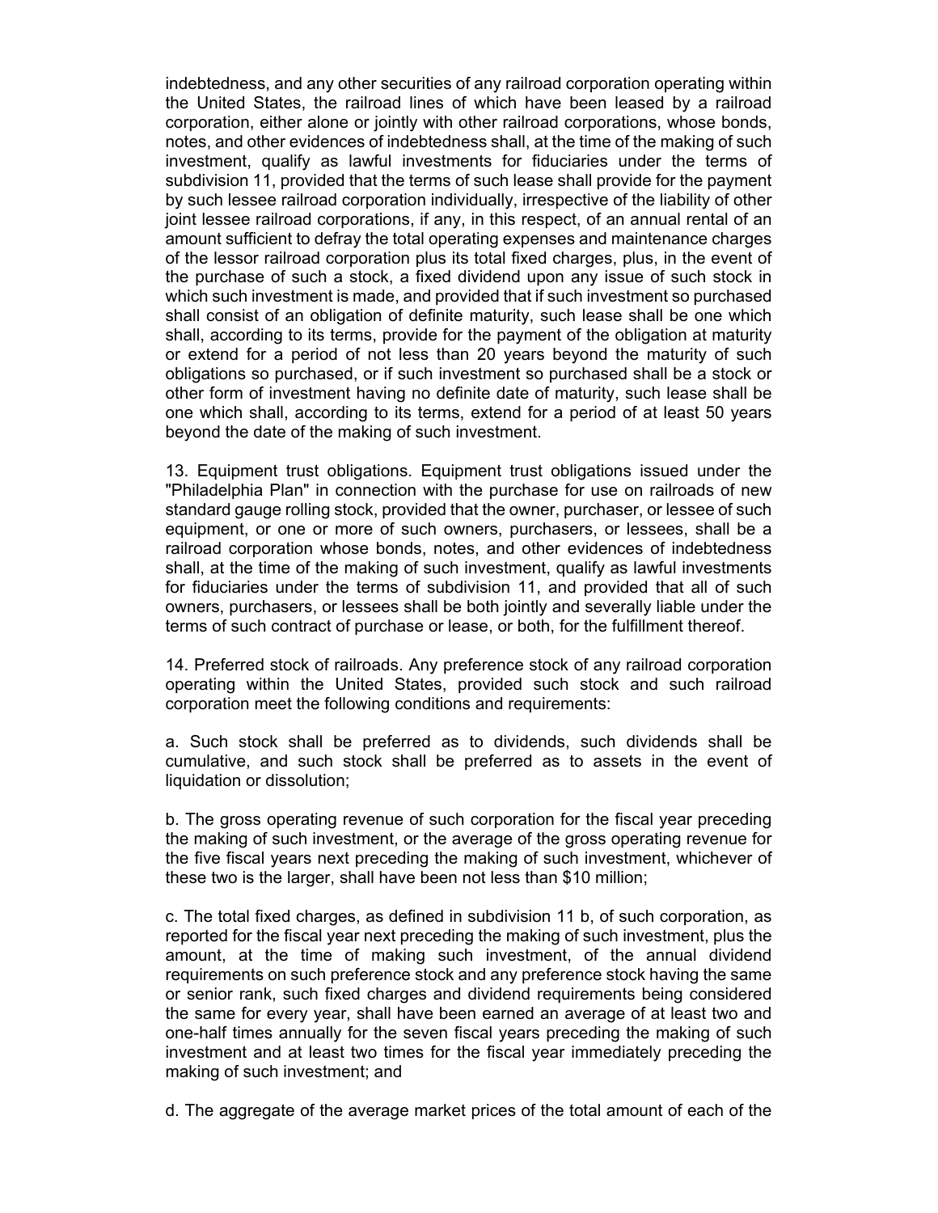indebtedness, and any other securities of any railroad corporation operating within the United States, the railroad lines of which have been leased by a railroad corporation, either alone or jointly with other railroad corporations, whose bonds, notes, and other evidences of indebtedness shall, at the time of the making of such investment, qualify as lawful investments for fiduciaries under the terms of subdivision 11, provided that the terms of such lease shall provide for the payment by such lessee railroad corporation individually, irrespective of the liability of other joint lessee railroad corporations, if any, in this respect, of an annual rental of an amount sufficient to defray the total operating expenses and maintenance charges of the lessor railroad corporation plus its total fixed charges, plus, in the event of the purchase of such a stock, a fixed dividend upon any issue of such stock in which such investment is made, and provided that if such investment so purchased shall consist of an obligation of definite maturity, such lease shall be one which shall, according to its terms, provide for the payment of the obligation at maturity or extend for a period of not less than 20 years beyond the maturity of such obligations so purchased, or if such investment so purchased shall be a stock or other form of investment having no definite date of maturity, such lease shall be one which shall, according to its terms, extend for a period of at least 50 years beyond the date of the making of such investment.

13. Equipment trust obligations. Equipment trust obligations issued under the "Philadelphia Plan" in connection with the purchase for use on railroads of new standard gauge rolling stock, provided that the owner, purchaser, or lessee of such equipment, or one or more of such owners, purchasers, or lessees, shall be a railroad corporation whose bonds, notes, and other evidences of indebtedness shall, at the time of the making of such investment, qualify as lawful investments for fiduciaries under the terms of subdivision 11, and provided that all of such owners, purchasers, or lessees shall be both jointly and severally liable under the terms of such contract of purchase or lease, or both, for the fulfillment thereof.

14. Preferred stock of railroads. Any preference stock of any railroad corporation operating within the United States, provided such stock and such railroad corporation meet the following conditions and requirements:

a. Such stock shall be preferred as to dividends, such dividends shall be cumulative, and such stock shall be preferred as to assets in the event of liquidation or dissolution;

b. The gross operating revenue of such corporation for the fiscal year preceding the making of such investment, or the average of the gross operating revenue for the five fiscal years next preceding the making of such investment, whichever of these two is the larger, shall have been not less than $10 million;

c. The total fixed charges, as defined in subdivision 11 b, of such corporation, as reported for the fiscal year next preceding the making of such investment, plus the amount, at the time of making such investment, of the annual dividend requirements on such preference stock and any preference stock having the same or senior rank, such fixed charges and dividend requirements being considered the same for every year, shall have been earned an average of at least two and one-half times annually for the seven fiscal years preceding the making of such investment and at least two times for the fiscal year immediately preceding the making of such investment; and

d. The aggregate of the average market prices of the total amount of each of the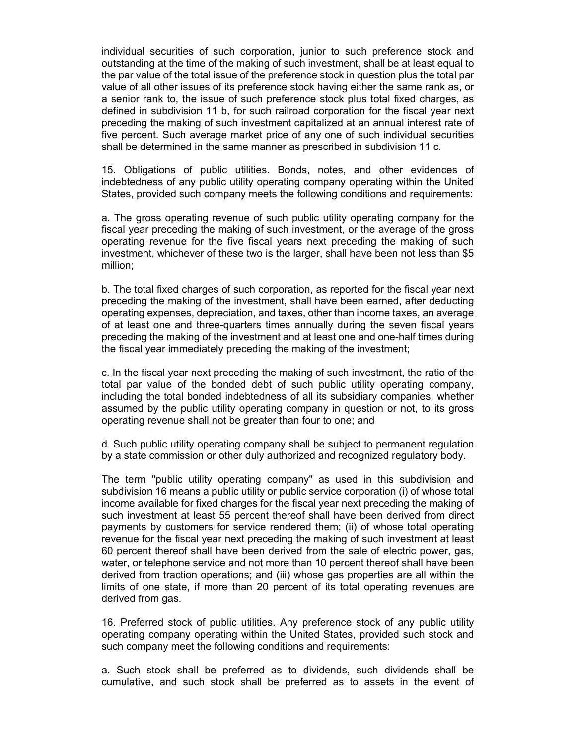individual securities of such corporation, junior to such preference stock and outstanding at the time of the making of such investment, shall be at least equal to the par value of the total issue of the preference stock in question plus the total par value of all other issues of its preference stock having either the same rank as, or a senior rank to, the issue of such preference stock plus total fixed charges, as defined in subdivision 11 b, for such railroad corporation for the fiscal year next preceding the making of such investment capitalized at an annual interest rate of five percent. Such average market price of any one of such individual securities shall be determined in the same manner as prescribed in subdivision 11 c.

15. Obligations of public utilities. Bonds, notes, and other evidences of indebtedness of any public utility operating company operating within the United States, provided such company meets the following conditions and requirements:

a. The gross operating revenue of such public utility operating company for the fiscal year preceding the making of such investment, or the average of the gross operating revenue for the five fiscal years next preceding the making of such investment, whichever of these two is the larger, shall have been not less than $5 million;

b. The total fixed charges of such corporation, as reported for the fiscal year next preceding the making of the investment, shall have been earned, after deducting operating expenses, depreciation, and taxes, other than income taxes, an average of at least one and three-quarters times annually during the seven fiscal years preceding the making of the investment and at least one and one-half times during the fiscal year immediately preceding the making of the investment;

c. In the fiscal year next preceding the making of such investment, the ratio of the total par value of the bonded debt of such public utility operating company, including the total bonded indebtedness of all its subsidiary companies, whether assumed by the public utility operating company in question or not, to its gross operating revenue shall not be greater than four to one; and

d. Such public utility operating company shall be subject to permanent regulation by a state commission or other duly authorized and recognized regulatory body.

The term "public utility operating company" as used in this subdivision and subdivision 16 means a public utility or public service corporation (i) of whose total income available for fixed charges for the fiscal year next preceding the making of such investment at least 55 percent thereof shall have been derived from direct payments by customers for service rendered them; (ii) of whose total operating revenue for the fiscal year next preceding the making of such investment at least 60 percent thereof shall have been derived from the sale of electric power, gas, water, or telephone service and not more than 10 percent thereof shall have been derived from traction operations; and (iii) whose gas properties are all within the limits of one state, if more than 20 percent of its total operating revenues are derived from gas.

16. Preferred stock of public utilities. Any preference stock of any public utility operating company operating within the United States, provided such stock and such company meet the following conditions and requirements:

a. Such stock shall be preferred as to dividends, such dividends shall be cumulative, and such stock shall be preferred as to assets in the event of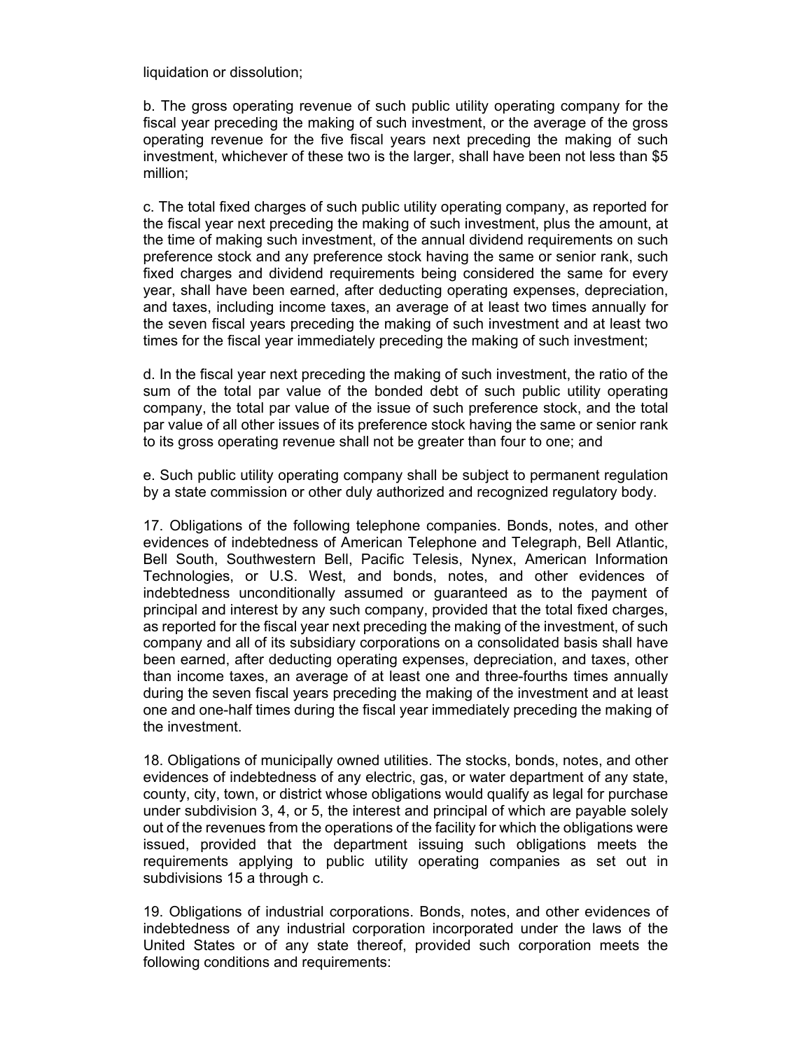liquidation or dissolution;

b. The gross operating revenue of such public utility operating company for the fiscal year preceding the making of such investment, or the average of the gross operating revenue for the five fiscal years next preceding the making of such investment, whichever of these two is the larger, shall have been not less than $5 million;

c. The total fixed charges of such public utility operating company, as reported for the fiscal year next preceding the making of such investment, plus the amount, at the time of making such investment, of the annual dividend requirements on such preference stock and any preference stock having the same or senior rank, such fixed charges and dividend requirements being considered the same for every year, shall have been earned, after deducting operating expenses, depreciation, and taxes, including income taxes, an average of at least two times annually for the seven fiscal years preceding the making of such investment and at least two times for the fiscal year immediately preceding the making of such investment;

d. In the fiscal year next preceding the making of such investment, the ratio of the sum of the total par value of the bonded debt of such public utility operating company, the total par value of the issue of such preference stock, and the total par value of all other issues of its preference stock having the same or senior rank to its gross operating revenue shall not be greater than four to one; and

e. Such public utility operating company shall be subject to permanent regulation by a state commission or other duly authorized and recognized regulatory body.

17. Obligations of the following telephone companies. Bonds, notes, and other evidences of indebtedness of American Telephone and Telegraph, Bell Atlantic, Bell South, Southwestern Bell, Pacific Telesis, Nynex, American Information Technologies, or U.S. West, and bonds, notes, and other evidences of indebtedness unconditionally assumed or guaranteed as to the payment of principal and interest by any such company, provided that the total fixed charges, as reported for the fiscal year next preceding the making of the investment, of such company and all of its subsidiary corporations on a consolidated basis shall have been earned, after deducting operating expenses, depreciation, and taxes, other than income taxes, an average of at least one and three-fourths times annually during the seven fiscal years preceding the making of the investment and at least one and one-half times during the fiscal year immediately preceding the making of the investment.

18. Obligations of municipally owned utilities. The stocks, bonds, notes, and other evidences of indebtedness of any electric, gas, or water department of any state, county, city, town, or district whose obligations would qualify as legal for purchase under subdivision 3, 4, or 5, the interest and principal of which are payable solely out of the revenues from the operations of the facility for which the obligations were issued, provided that the department issuing such obligations meets the requirements applying to public utility operating companies as set out in subdivisions 15 a through c.

19. Obligations of industrial corporations. Bonds, notes, and other evidences of indebtedness of any industrial corporation incorporated under the laws of the United States or of any state thereof, provided such corporation meets the following conditions and requirements: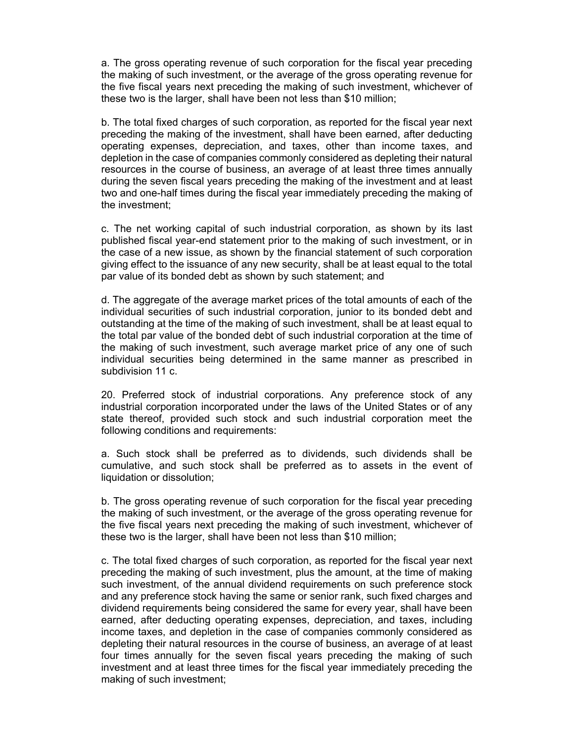a. The gross operating revenue of such corporation for the fiscal year preceding the making of such investment, or the average of the gross operating revenue for the five fiscal years next preceding the making of such investment, whichever of these two is the larger, shall have been not less than $10 million;

b. The total fixed charges of such corporation, as reported for the fiscal year next preceding the making of the investment, shall have been earned, after deducting operating expenses, depreciation, and taxes, other than income taxes, and depletion in the case of companies commonly considered as depleting their natural resources in the course of business, an average of at least three times annually during the seven fiscal years preceding the making of the investment and at least two and one-half times during the fiscal year immediately preceding the making of the investment;

c. The net working capital of such industrial corporation, as shown by its last published fiscal year-end statement prior to the making of such investment, or in the case of a new issue, as shown by the financial statement of such corporation giving effect to the issuance of any new security, shall be at least equal to the total par value of its bonded debt as shown by such statement; and

d. The aggregate of the average market prices of the total amounts of each of the individual securities of such industrial corporation, junior to its bonded debt and outstanding at the time of the making of such investment, shall be at least equal to the total par value of the bonded debt of such industrial corporation at the time of the making of such investment, such average market price of any one of such individual securities being determined in the same manner as prescribed in subdivision 11 c.

20. Preferred stock of industrial corporations. Any preference stock of any industrial corporation incorporated under the laws of the United States or of any state thereof, provided such stock and such industrial corporation meet the following conditions and requirements:

a. Such stock shall be preferred as to dividends, such dividends shall be cumulative, and such stock shall be preferred as to assets in the event of liquidation or dissolution;

b. The gross operating revenue of such corporation for the fiscal year preceding the making of such investment, or the average of the gross operating revenue for the five fiscal years next preceding the making of such investment, whichever of these two is the larger, shall have been not less than $10 million;

c. The total fixed charges of such corporation, as reported for the fiscal year next preceding the making of such investment, plus the amount, at the time of making such investment, of the annual dividend requirements on such preference stock and any preference stock having the same or senior rank, such fixed charges and dividend requirements being considered the same for every year, shall have been earned, after deducting operating expenses, depreciation, and taxes, including income taxes, and depletion in the case of companies commonly considered as depleting their natural resources in the course of business, an average of at least four times annually for the seven fiscal years preceding the making of such investment and at least three times for the fiscal year immediately preceding the making of such investment;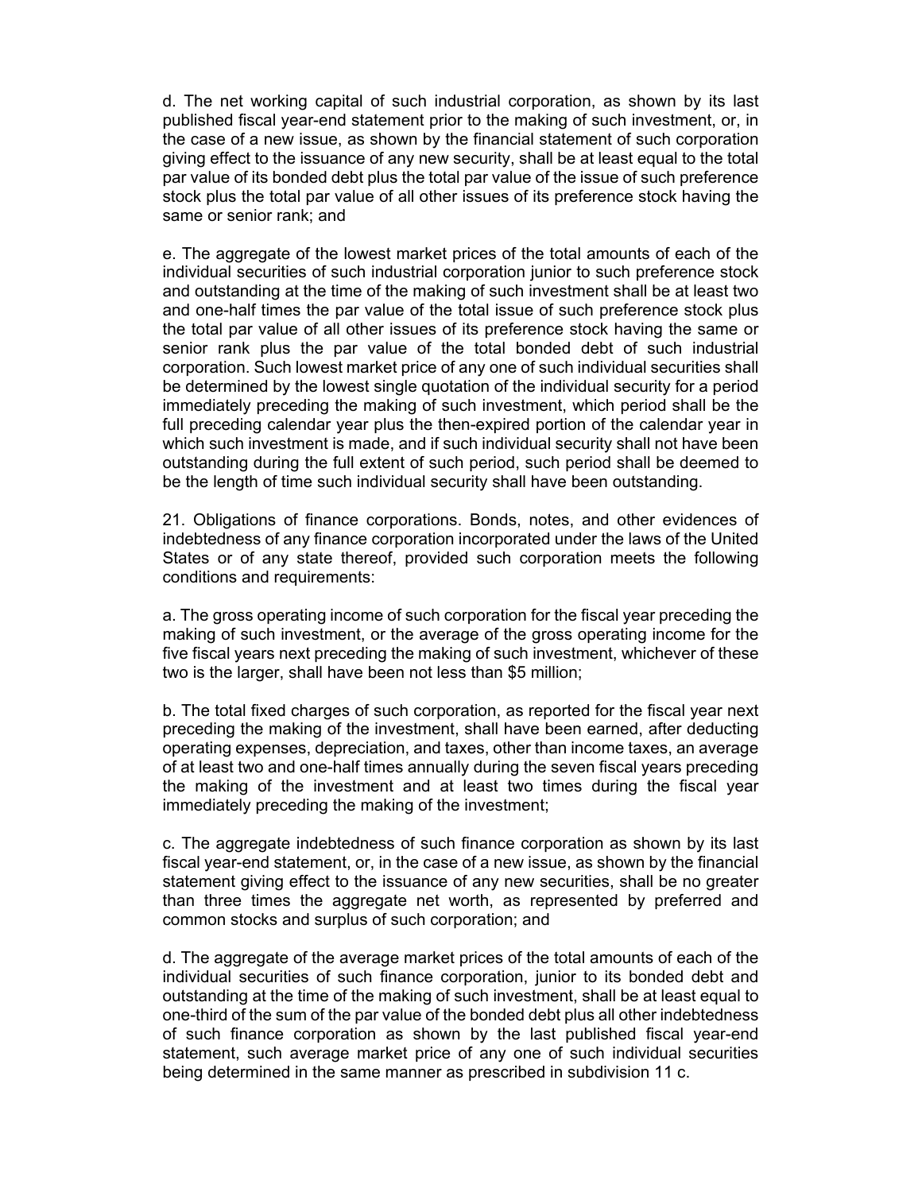d. The net working capital of such industrial corporation, as shown by its last published fiscal year-end statement prior to the making of such investment, or, in the case of a new issue, as shown by the financial statement of such corporation giving effect to the issuance of any new security, shall be at least equal to the total par value of its bonded debt plus the total par value of the issue of such preference stock plus the total par value of all other issues of its preference stock having the same or senior rank; and

e. The aggregate of the lowest market prices of the total amounts of each of the individual securities of such industrial corporation junior to such preference stock and outstanding at the time of the making of such investment shall be at least two and one-half times the par value of the total issue of such preference stock plus the total par value of all other issues of its preference stock having the same or senior rank plus the par value of the total bonded debt of such industrial corporation. Such lowest market price of any one of such individual securities shall be determined by the lowest single quotation of the individual security for a period immediately preceding the making of such investment, which period shall be the full preceding calendar year plus the then-expired portion of the calendar year in which such investment is made, and if such individual security shall not have been outstanding during the full extent of such period, such period shall be deemed to be the length of time such individual security shall have been outstanding.

21. Obligations of finance corporations. Bonds, notes, and other evidences of indebtedness of any finance corporation incorporated under the laws of the United States or of any state thereof, provided such corporation meets the following conditions and requirements:

a. The gross operating income of such corporation for the fiscal year preceding the making of such investment, or the average of the gross operating income for the five fiscal years next preceding the making of such investment, whichever of these two is the larger, shall have been not less than $5 million;

b. The total fixed charges of such corporation, as reported for the fiscal year next preceding the making of the investment, shall have been earned, after deducting operating expenses, depreciation, and taxes, other than income taxes, an average of at least two and one-half times annually during the seven fiscal years preceding the making of the investment and at least two times during the fiscal year immediately preceding the making of the investment;

c. The aggregate indebtedness of such finance corporation as shown by its last fiscal year-end statement, or, in the case of a new issue, as shown by the financial statement giving effect to the issuance of any new securities, shall be no greater than three times the aggregate net worth, as represented by preferred and common stocks and surplus of such corporation; and

d. The aggregate of the average market prices of the total amounts of each of the individual securities of such finance corporation, junior to its bonded debt and outstanding at the time of the making of such investment, shall be at least equal to one-third of the sum of the par value of the bonded debt plus all other indebtedness of such finance corporation as shown by the last published fiscal year-end statement, such average market price of any one of such individual securities being determined in the same manner as prescribed in subdivision 11 c.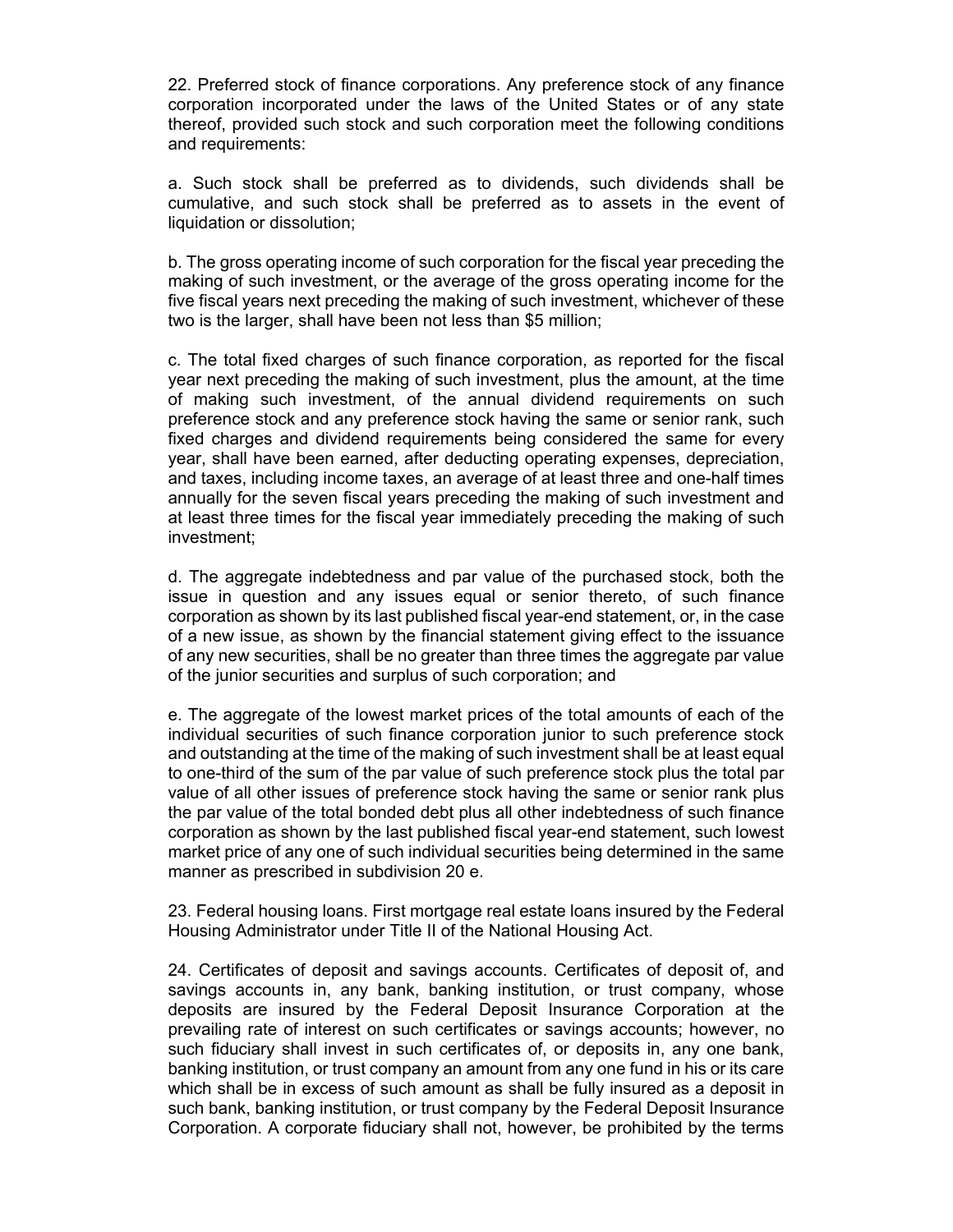22. Preferred stock of finance corporations. Any preference stock of any finance corporation incorporated under the laws of the United States or of any state thereof, provided such stock and such corporation meet the following conditions and requirements:

a. Such stock shall be preferred as to dividends, such dividends shall be cumulative, and such stock shall be preferred as to assets in the event of liquidation or dissolution;

b. The gross operating income of such corporation for the fiscal year preceding the making of such investment, or the average of the gross operating income for the five fiscal years next preceding the making of such investment, whichever of these two is the larger, shall have been not less than $5 million;

c. The total fixed charges of such finance corporation, as reported for the fiscal year next preceding the making of such investment, plus the amount, at the time of making such investment, of the annual dividend requirements on such preference stock and any preference stock having the same or senior rank, such fixed charges and dividend requirements being considered the same for every year, shall have been earned, after deducting operating expenses, depreciation, and taxes, including income taxes, an average of at least three and one-half times annually for the seven fiscal years preceding the making of such investment and at least three times for the fiscal year immediately preceding the making of such investment;

d. The aggregate indebtedness and par value of the purchased stock, both the issue in question and any issues equal or senior thereto, of such finance corporation as shown by its last published fiscal year-end statement, or, in the case of a new issue, as shown by the financial statement giving effect to the issuance of any new securities, shall be no greater than three times the aggregate par value of the junior securities and surplus of such corporation; and

e. The aggregate of the lowest market prices of the total amounts of each of the individual securities of such finance corporation junior to such preference stock and outstanding at the time of the making of such investment shall be at least equal to one-third of the sum of the par value of such preference stock plus the total par value of all other issues of preference stock having the same or senior rank plus the par value of the total bonded debt plus all other indebtedness of such finance corporation as shown by the last published fiscal year-end statement, such lowest market price of any one of such individual securities being determined in the same manner as prescribed in subdivision 20 e.

23. Federal housing loans. First mortgage real estate loans insured by the Federal Housing Administrator under Title II of the National Housing Act.

24. Certificates of deposit and savings accounts. Certificates of deposit of, and savings accounts in, any bank, banking institution, or trust company, whose deposits are insured by the Federal Deposit Insurance Corporation at the prevailing rate of interest on such certificates or savings accounts; however, no such fiduciary shall invest in such certificates of, or deposits in, any one bank, banking institution, or trust company an amount from any one fund in his or its care which shall be in excess of such amount as shall be fully insured as a deposit in such bank, banking institution, or trust company by the Federal Deposit Insurance Corporation. A corporate fiduciary shall not, however, be prohibited by the terms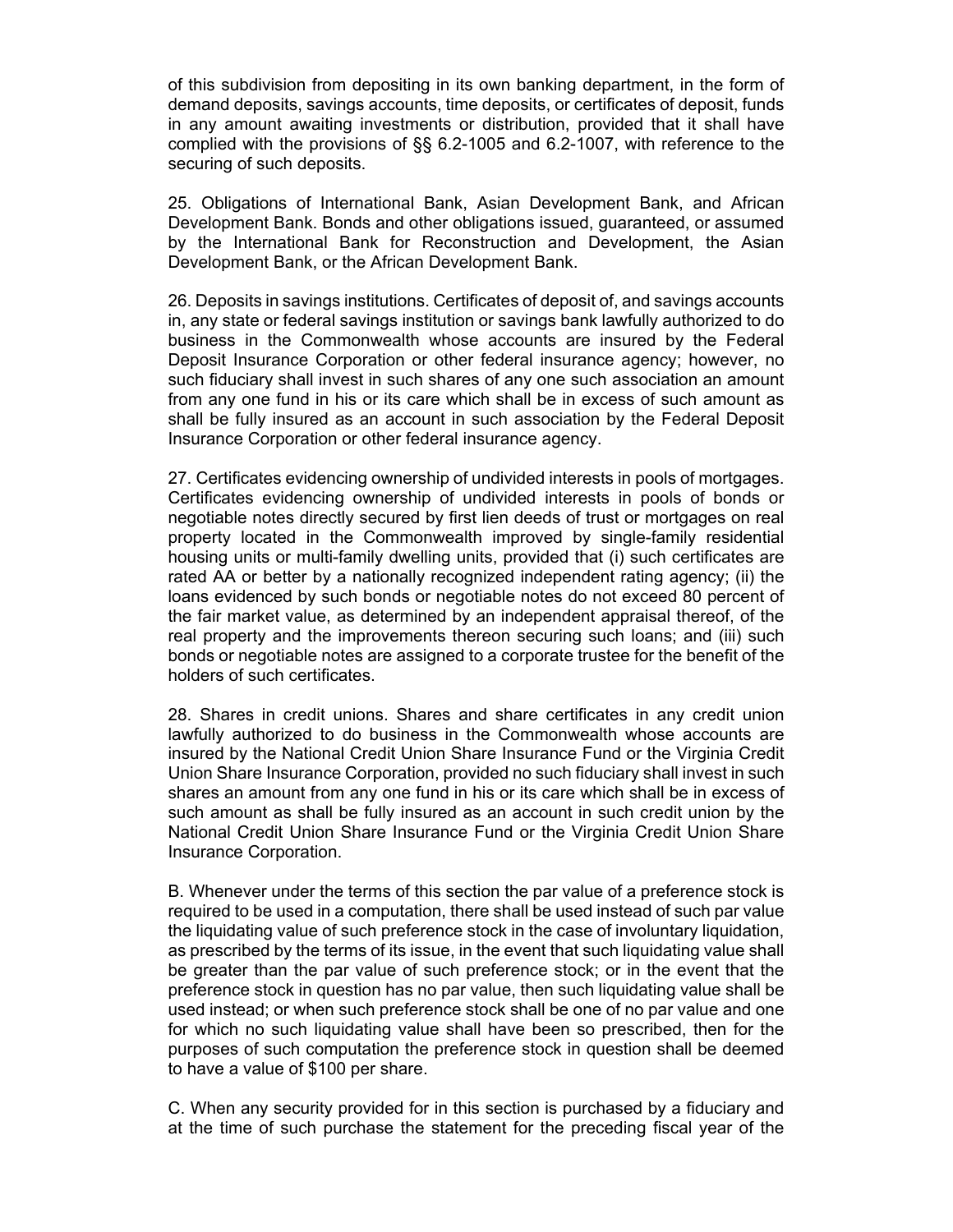of this subdivision from depositing in its own banking department, in the form of demand deposits, savings accounts, time deposits, or certificates of deposit, funds in any amount awaiting investments or distribution, provided that it shall have complied with the provisions of §§ 6.2-1005 and 6.2-1007, with reference to the securing of such deposits.

25. Obligations of International Bank, Asian Development Bank, and African Development Bank. Bonds and other obligations issued, guaranteed, or assumed by the International Bank for Reconstruction and Development, the Asian Development Bank, or the African Development Bank.

26. Deposits in savings institutions. Certificates of deposit of, and savings accounts in, any state or federal savings institution or savings bank lawfully authorized to do business in the Commonwealth whose accounts are insured by the Federal Deposit Insurance Corporation or other federal insurance agency; however, no such fiduciary shall invest in such shares of any one such association an amount from any one fund in his or its care which shall be in excess of such amount as shall be fully insured as an account in such association by the Federal Deposit Insurance Corporation or other federal insurance agency.

27. Certificates evidencing ownership of undivided interests in pools of mortgages. Certificates evidencing ownership of undivided interests in pools of bonds or negotiable notes directly secured by first lien deeds of trust or mortgages on real property located in the Commonwealth improved by single-family residential housing units or multi-family dwelling units, provided that (i) such certificates are rated AA or better by a nationally recognized independent rating agency; (ii) the loans evidenced by such bonds or negotiable notes do not exceed 80 percent of the fair market value, as determined by an independent appraisal thereof, of the real property and the improvements thereon securing such loans; and (iii) such bonds or negotiable notes are assigned to a corporate trustee for the benefit of the holders of such certificates.

28. Shares in credit unions. Shares and share certificates in any credit union lawfully authorized to do business in the Commonwealth whose accounts are insured by the National Credit Union Share Insurance Fund or the Virginia Credit Union Share Insurance Corporation, provided no such fiduciary shall invest in such shares an amount from any one fund in his or its care which shall be in excess of such amount as shall be fully insured as an account in such credit union by the National Credit Union Share Insurance Fund or the Virginia Credit Union Share Insurance Corporation.

B. Whenever under the terms of this section the par value of a preference stock is required to be used in a computation, there shall be used instead of such par value the liquidating value of such preference stock in the case of involuntary liquidation, as prescribed by the terms of its issue, in the event that such liquidating value shall be greater than the par value of such preference stock; or in the event that the preference stock in question has no par value, then such liquidating value shall be used instead; or when such preference stock shall be one of no par value and one for which no such liquidating value shall have been so prescribed, then for the purposes of such computation the preference stock in question shall be deemed to have a value of $100 per share.

C. When any security provided for in this section is purchased by a fiduciary and at the time of such purchase the statement for the preceding fiscal year of the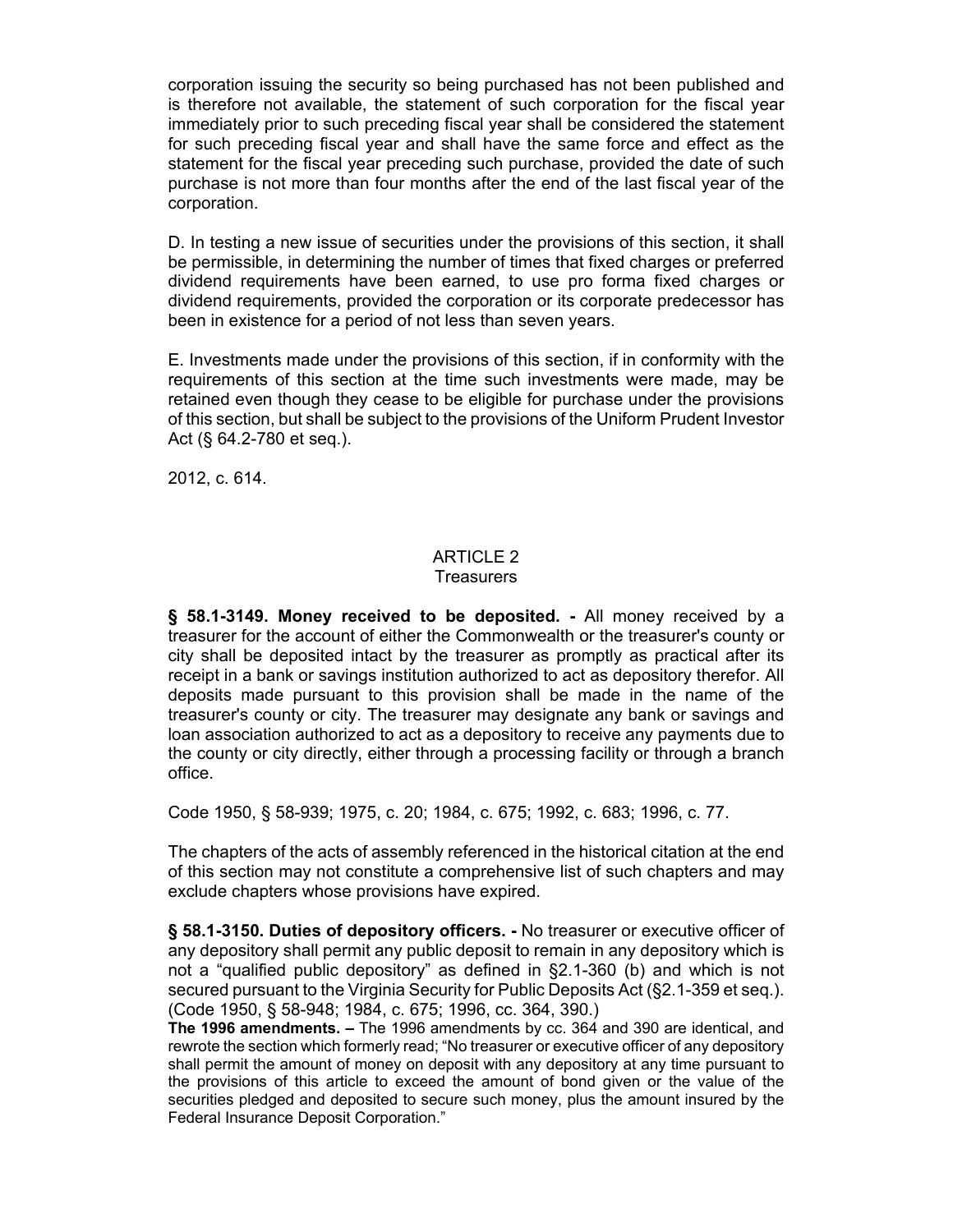corporation issuing the security so being purchased has not been published and is therefore not available, the statement of such corporation for the fiscal year immediately prior to such preceding fiscal year shall be considered the statement for such preceding fiscal year and shall have the same force and effect as the statement for the fiscal year preceding such purchase, provided the date of such purchase is not more than four months after the end of the last fiscal year of the corporation.

D. In testing a new issue of securities under the provisions of this section, it shall be permissible, in determining the number of times that fixed charges or preferred dividend requirements have been earned, to use pro forma fixed charges or dividend requirements, provided the corporation or its corporate predecessor has been in existence for a period of not less than seven years.

E. Investments made under the provisions of this section, if in conformity with the requirements of this section at the time such investments were made, may be retained even though they cease to be eligible for purchase under the provisions of this section, but shall be subject to the provisions of the Uniform Prudent Investor Act (§ 64.2-780 et seq.).

2012, c. 614.

## ARTICLE 2
### Treasurers

**§ 58.1-3149. Money received to be deposited. -** All money received by a treasurer for the account of either the Commonwealth or the treasurer's county or city shall be deposited intact by the treasurer as promptly as practical after its receipt in a bank or savings institution authorized to act as depository therefor. All deposits made pursuant to this provision shall be made in the name of the treasurer's county or city. The treasurer may designate any bank or savings and loan association authorized to act as a depository to receive any payments due to the county or city directly, either through a processing facility or through a branch office.

Code 1950, § 58-939; 1975, c. 20; 1984, c. 675; 1992, c. 683; 1996, c. 77.

The chapters of the acts of assembly referenced in the historical citation at the end of this section may not constitute a comprehensive list of such chapters and may exclude chapters whose provisions have expired.

**§ 58.1-3150. Duties of depository officers. -** No treasurer or executive officer of any depository shall permit any public deposit to remain in any depository which is not a “qualified public depository” as defined in §2.1-360 (b) and which is not secured pursuant to the Virginia Security for Public Deposits Act (§2.1-359 et seq.). (Code 1950, § 58-948; 1984, c. 675; 1996, cc. 364, 390.)

**The 1996 amendments. –** The 1996 amendments by cc. 364 and 390 are identical, and rewrote the section which formerly read; “No treasurer or executive officer of any depository shall permit the amount of money on deposit with any depository at any time pursuant to the provisions of this article to exceed the amount of bond given or the value of the securities pledged and deposited to secure such money, plus the amount insured by the Federal Insurance Deposit Corporation.”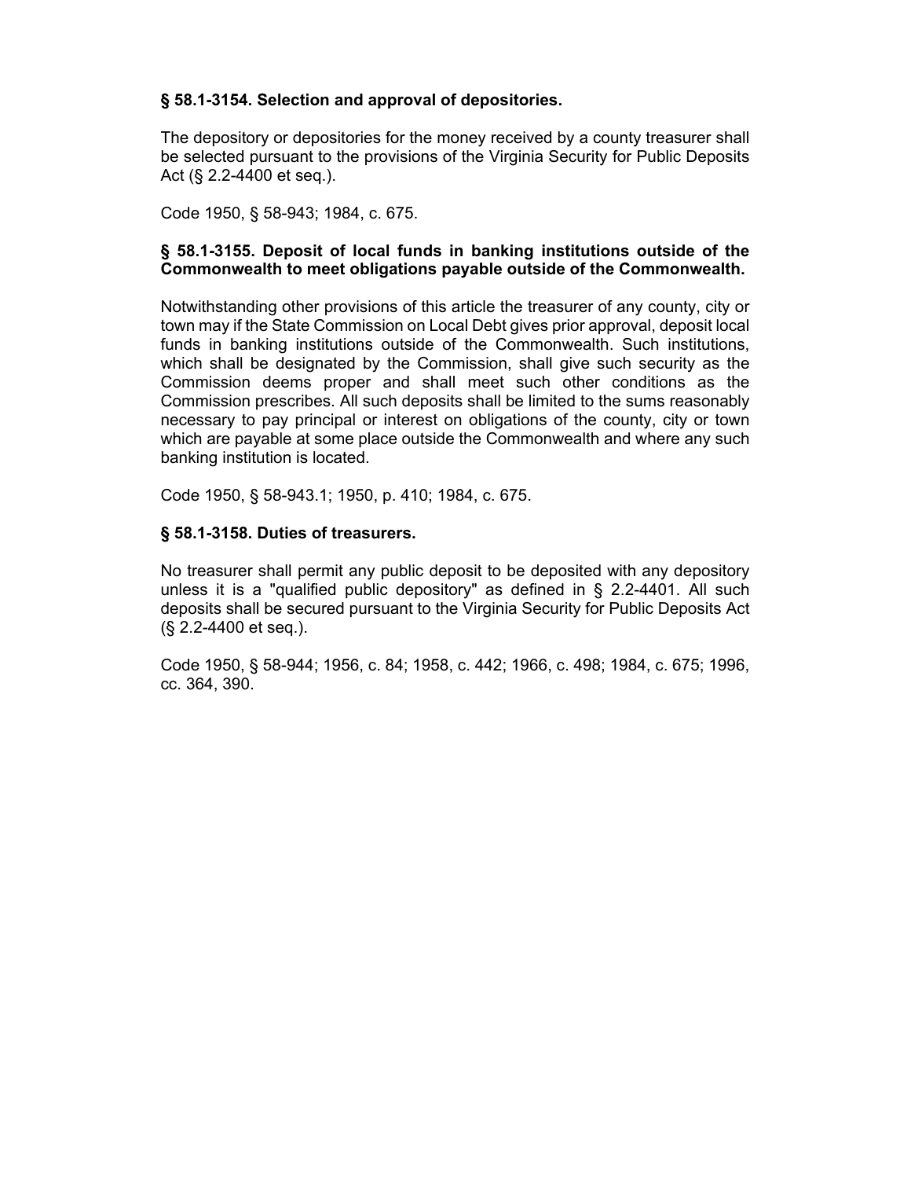**§ 58.1-3154. Selection and approval of depositories.**

The depository or depositories for the money received by a county treasurer shall be selected pursuant to the provisions of the Virginia Security for Public Deposits Act (§ 2.2-4400 et seq.).

Code 1950, § 58-943; 1984, c. 675.

**§ 58.1-3155. Deposit of local funds in banking institutions outside of the Commonwealth to meet obligations payable outside of the Commonwealth.**

Notwithstanding other provisions of this article the treasurer of any county, city or town may if the State Commission on Local Debt gives prior approval, deposit local funds in banking institutions outside of the Commonwealth. Such institutions, which shall be designated by the Commission, shall give such security as the Commission deems proper and shall meet such other conditions as the Commission prescribes. All such deposits shall be limited to the sums reasonably necessary to pay principal or interest on obligations of the county, city or town which are payable at some place outside the Commonwealth and where any such banking institution is located.

Code 1950, § 58-943.1; 1950, p. 410; 1984, c. 675.

**§ 58.1-3158. Duties of treasurers.**

No treasurer shall permit any public deposit to be deposited with any depository unless it is a "qualified public depository" as defined in § 2.2-4401. All such deposits shall be secured pursuant to the Virginia Security for Public Deposits Act (§ 2.2-4400 et seq.).

Code 1950, § 58-944; 1956, c. 84; 1958, c. 442; 1966, c. 498; 1984, c. 675; 1996, cc. 364, 390.